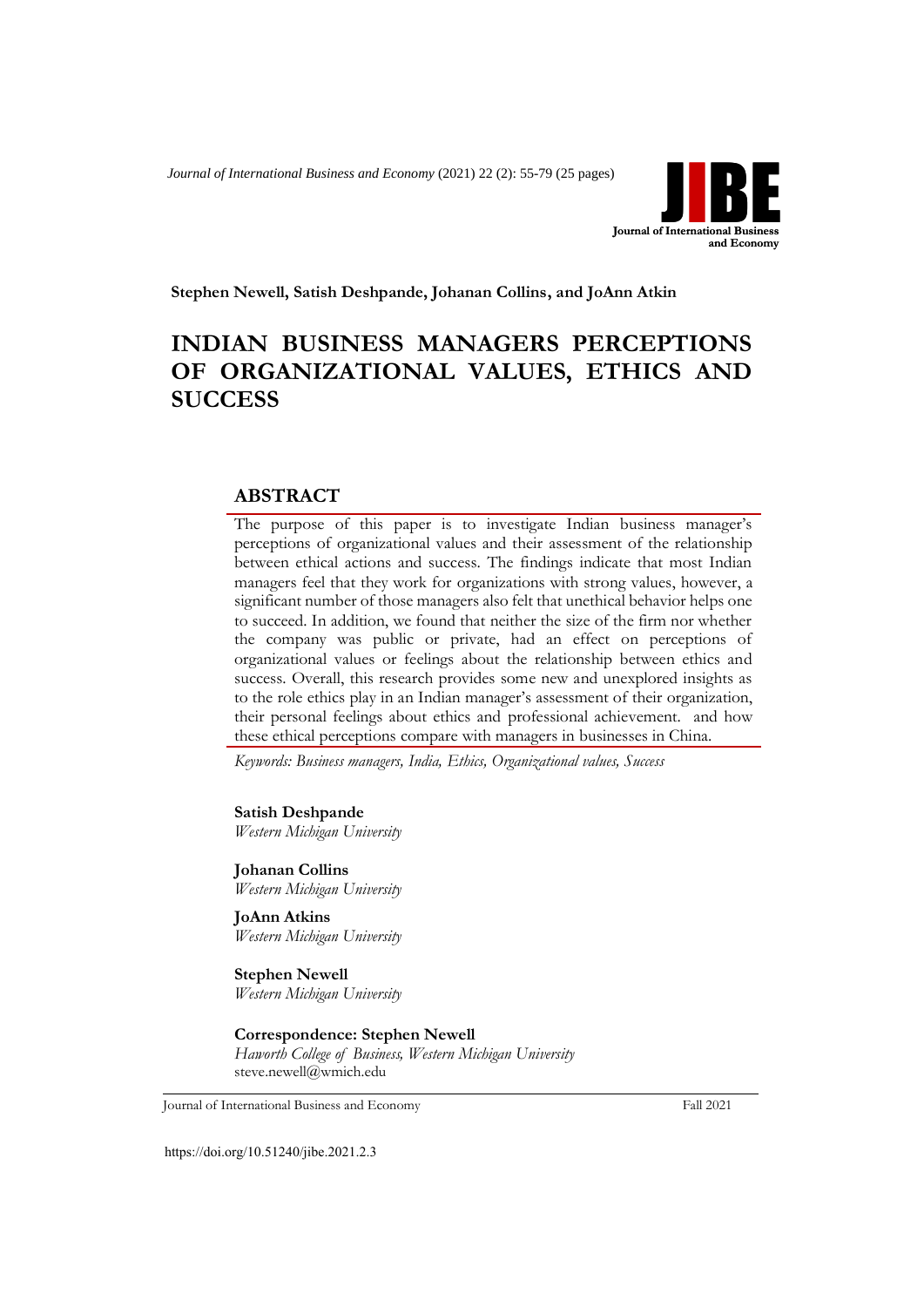Stephen Newell, Satish Deshpande, Johanan Collins, and JoAnn Atkin

# INDIAN BUSINESS MANAGERS PERCEPTIONS OF ORGANIZATIONAL VALUES, ETHICS AND SUCCESS

## ABSTRACT

The purpose of this paper is to investigate Indian business manager's perceptions of organizational values and their assessment of the relationship between ethical actions and success. The findings indicate that most Indian managers feel that they work for organizations with strong values, however, a significant number of those managers also felt that unethical behavior helps one to succeed. In addition, we found that neither the size of the firm nor whether the company was public or private, had an effect on perceptions of organizational values or feelings about the relationship between ethics and success. Overall, this research provides some new and unexplored insights as to the role ethics play in an Indian manager's assessment of their organization, their personal feelings about ethics and professional achievement. and how these ethical perceptions compare with managers in businesses in China.

*Keywords: Business managers, India, Ethics, Organizational values, Success*

**Satish Deshpande**
*Western Michigan University*

**Johanan Collins**
*Western Michigan University*

**JoAnn Atkins**
*Western Michigan University*

**Stephen Newell**
*Western Michigan University*

**Correspondence: Stephen Newell**
*Haworth College of Business, Western Michigan University*
steve.newell@wmich.edu

https://doi.org/10.51240/jibe.2021.2.3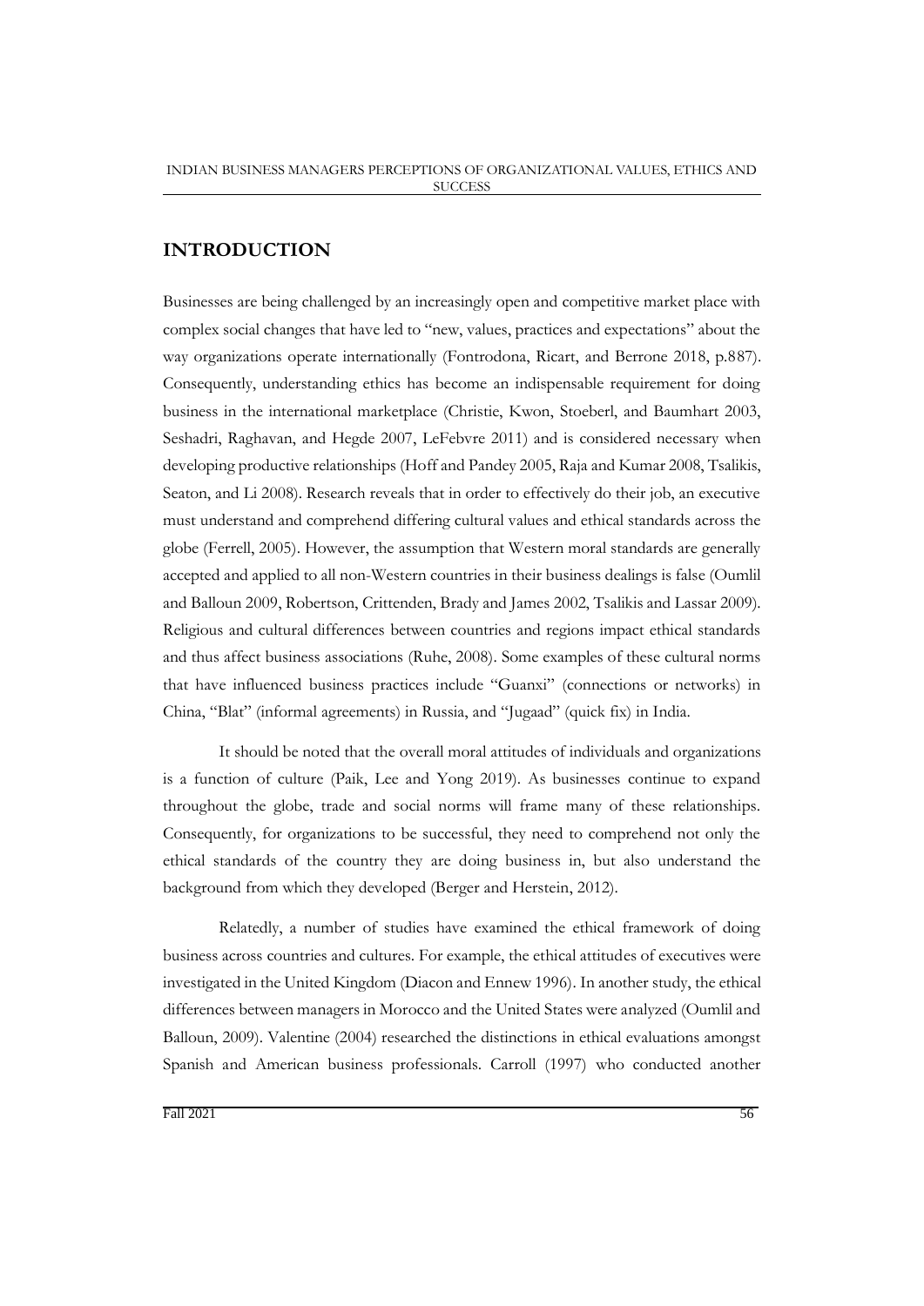# INTRODUCTION

Businesses are being challenged by an increasingly open and competitive market place with complex social changes that have led to "new, values, practices and expectations" about the way organizations operate internationally (Fontrodona, Ricart, and Berrone 2018, p.887). Consequently, understanding ethics has become an indispensable requirement for doing business in the international marketplace (Christie, Kwon, Stoeberl, and Baumhart 2003, Seshadri, Raghavan, and Hegde 2007, LeFebvre 2011) and is considered necessary when developing productive relationships (Hoff and Pandey 2005, Raja and Kumar 2008, Tsalikis, Seaton, and Li 2008). Research reveals that in order to effectively do their job, an executive must understand and comprehend differing cultural values and ethical standards across the globe (Ferrell, 2005). However, the assumption that Western moral standards are generally accepted and applied to all non-Western countries in their business dealings is false (Oumlil and Balloun 2009, Robertson, Crittenden, Brady and James 2002, Tsalikis and Lassar 2009). Religious and cultural differences between countries and regions impact ethical standards and thus affect business associations (Ruhe, 2008). Some examples of these cultural norms that have influenced business practices include "Guanxi" (connections or networks) in China, "Blat" (informal agreements) in Russia, and "Jugaad" (quick fix) in India.

It should be noted that the overall moral attitudes of individuals and organizations is a function of culture (Paik, Lee and Yong 2019). As businesses continue to expand throughout the globe, trade and social norms will frame many of these relationships. Consequently, for organizations to be successful, they need to comprehend not only the ethical standards of the country they are doing business in, but also understand the background from which they developed (Berger and Herstein, 2012).

Relatedly, a number of studies have examined the ethical framework of doing business across countries and cultures. For example, the ethical attitudes of executives were investigated in the United Kingdom (Diacon and Ennew 1996). In another study, the ethical differences between managers in Morocco and the United States were analyzed (Oumlil and Balloun, 2009). Valentine (2004) researched the distinctions in ethical evaluations amongst Spanish and American business professionals. Carroll (1997) who conducted another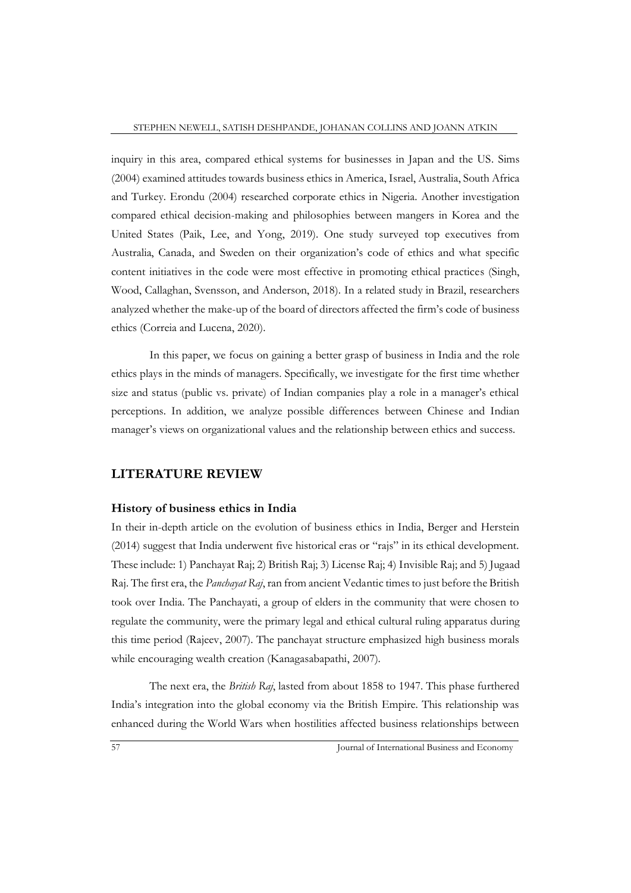inquiry in this area, compared ethical systems for businesses in Japan and the US. Sims (2004) examined attitudes towards business ethics in America, Israel, Australia, South Africa and Turkey. Erondu (2004) researched corporate ethics in Nigeria. Another investigation compared ethical decision-making and philosophies between mangers in Korea and the United States (Paik, Lee, and Yong, 2019). One study surveyed top executives from Australia, Canada, and Sweden on their organization's code of ethics and what specific content initiatives in the code were most effective in promoting ethical practices (Singh, Wood, Callaghan, Svensson, and Anderson, 2018). In a related study in Brazil, researchers analyzed whether the make-up of the board of directors affected the firm's code of business ethics (Correia and Lucena, 2020).

In this paper, we focus on gaining a better grasp of business in India and the role ethics plays in the minds of managers. Specifically, we investigate for the first time whether size and status (public vs. private) of Indian companies play a role in a manager's ethical perceptions. In addition, we analyze possible differences between Chinese and Indian manager's views on organizational values and the relationship between ethics and success.

## LITERATURE REVIEW

### History of business ethics in India

In their in-depth article on the evolution of business ethics in India, Berger and Herstein (2014) suggest that India underwent five historical eras or "rajs" in its ethical development. These include: 1) Panchayat Raj; 2) British Raj; 3) License Raj; 4) Invisible Raj; and 5) Jugaad Raj. The first era, the *Panchayat Raj*, ran from ancient Vedantic times to just before the British took over India. The Panchayati, a group of elders in the community that were chosen to regulate the community, were the primary legal and ethical cultural ruling apparatus during this time period (Rajeev, 2007). The panchayat structure emphasized high business morals while encouraging wealth creation (Kanagasabapathi, 2007).

The next era, the *British Raj*, lasted from about 1858 to 1947. This phase furthered India's integration into the global economy via the British Empire. This relationship was enhanced during the World Wars when hostilities affected business relationships between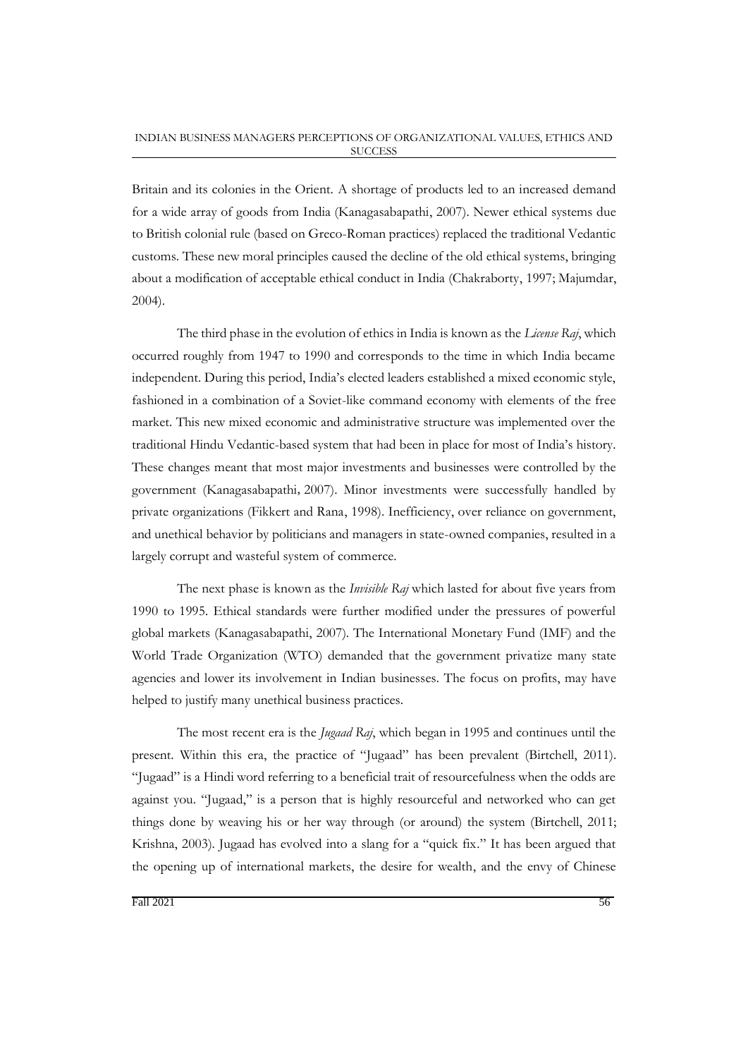Britain and its colonies in the Orient. A shortage of products led to an increased demand for a wide array of goods from India (Kanagasabapathi, 2007). Newer ethical systems due to British colonial rule (based on Greco-Roman practices) replaced the traditional Vedantic customs. These new moral principles caused the decline of the old ethical systems, bringing about a modification of acceptable ethical conduct in India (Chakraborty, 1997; Majumdar, 2004).

The third phase in the evolution of ethics in India is known as the *License Raj*, which occurred roughly from 1947 to 1990 and corresponds to the time in which India became independent. During this period, India's elected leaders established a mixed economic style, fashioned in a combination of a Soviet-like command economy with elements of the free market. This new mixed economic and administrative structure was implemented over the traditional Hindu Vedantic-based system that had been in place for most of India's history. These changes meant that most major investments and businesses were controlled by the government (Kanagasabapathi, 2007). Minor investments were successfully handled by private organizations (Fikkert and Rana, 1998). Inefficiency, over reliance on government, and unethical behavior by politicians and managers in state-owned companies, resulted in a largely corrupt and wasteful system of commerce.

The next phase is known as the *Invisible Raj* which lasted for about five years from 1990 to 1995. Ethical standards were further modified under the pressures of powerful global markets (Kanagasabapathi, 2007). The International Monetary Fund (IMF) and the World Trade Organization (WTO) demanded that the government privatize many state agencies and lower its involvement in Indian businesses. The focus on profits, may have helped to justify many unethical business practices.

The most recent era is the *Jugaad Raj*, which began in 1995 and continues until the present. Within this era, the practice of "Jugaad" has been prevalent (Birtchell, 2011). "Jugaad" is a Hindi word referring to a beneficial trait of resourcefulness when the odds are against you. "Jugaad," is a person that is highly resourceful and networked who can get things done by weaving his or her way through (or around) the system (Birtchell, 2011; Krishna, 2003). Jugaad has evolved into a slang for a "quick fix." It has been argued that the opening up of international markets, the desire for wealth, and the envy of Chinese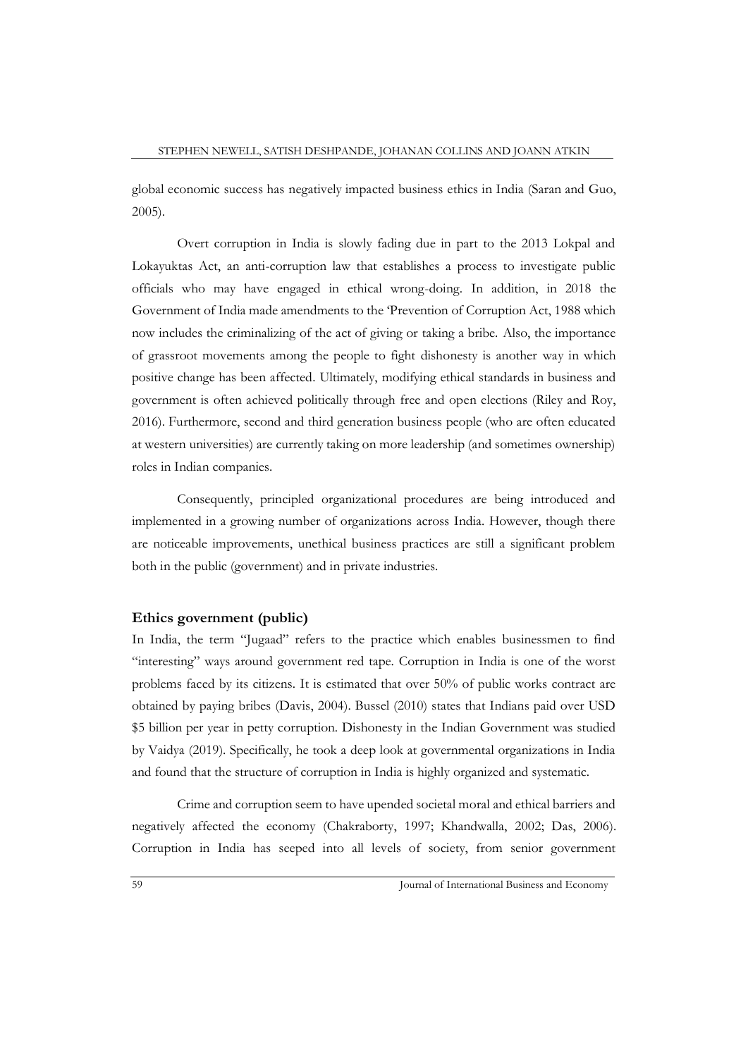global economic success has negatively impacted business ethics in India (Saran and Guo, 2005).

Overt corruption in India is slowly fading due in part to the 2013 Lokpal and Lokayuktas Act, an anti-corruption law that establishes a process to investigate public officials who may have engaged in ethical wrong-doing. In addition, in 2018 the Government of India made amendments to the 'Prevention of Corruption Act, 1988 which now includes the criminalizing of the act of giving or taking a bribe. Also, the importance of grassroot movements among the people to fight dishonesty is another way in which positive change has been affected. Ultimately, modifying ethical standards in business and government is often achieved politically through free and open elections (Riley and Roy, 2016). Furthermore, second and third generation business people (who are often educated at western universities) are currently taking on more leadership (and sometimes ownership) roles in Indian companies.

Consequently, principled organizational procedures are being introduced and implemented in a growing number of organizations across India. However, though there are noticeable improvements, unethical business practices are still a significant problem both in the public (government) and in private industries.

## Ethics government (public)

In India, the term "Jugaad" refers to the practice which enables businessmen to find "interesting" ways around government red tape. Corruption in India is one of the worst problems faced by its citizens. It is estimated that over 50% of public works contract are obtained by paying bribes (Davis, 2004). Bussel (2010) states that Indians paid over USD $5 billion per year in petty corruption. Dishonesty in the Indian Government was studied by Vaidya (2019). Specifically, he took a deep look at governmental organizations in India and found that the structure of corruption in India is highly organized and systematic.

Crime and corruption seem to have upended societal moral and ethical barriers and negatively affected the economy (Chakraborty, 1997; Khandwalla, 2002; Das, 2006). Corruption in India has seeped into all levels of society, from senior government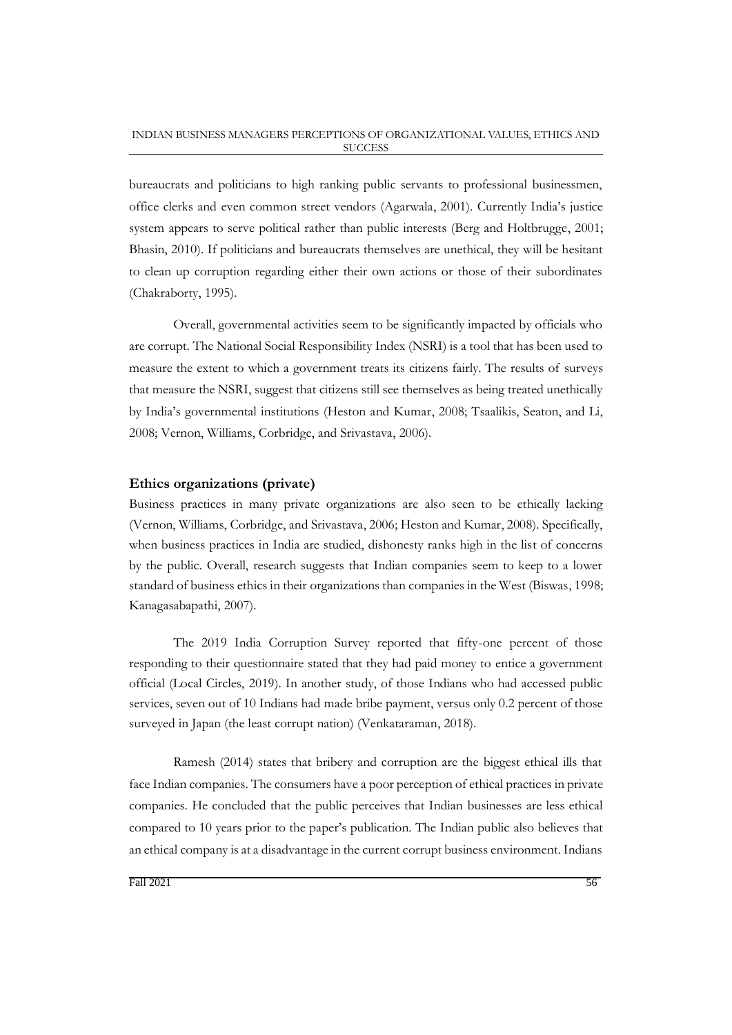bureaucrats and politicians to high ranking public servants to professional businessmen, office clerks and even common street vendors (Agarwala, 2001). Currently India's justice system appears to serve political rather than public interests (Berg and Holtbrugge, 2001; Bhasin, 2010). If politicians and bureaucrats themselves are unethical, they will be hesitant to clean up corruption regarding either their own actions or those of their subordinates (Chakraborty, 1995).

Overall, governmental activities seem to be significantly impacted by officials who are corrupt. The National Social Responsibility Index (NSRI) is a tool that has been used to measure the extent to which a government treats its citizens fairly. The results of surveys that measure the NSRI, suggest that citizens still see themselves as being treated unethically by India's governmental institutions (Heston and Kumar, 2008; Tsaalikis, Seaton, and Li, 2008; Vernon, Williams, Corbridge, and Srivastava, 2006).

### Ethics organizations (private)

Business practices in many private organizations are also seen to be ethically lacking (Vernon, Williams, Corbridge, and Srivastava, 2006; Heston and Kumar, 2008). Specifically, when business practices in India are studied, dishonesty ranks high in the list of concerns by the public. Overall, research suggests that Indian companies seem to keep to a lower standard of business ethics in their organizations than companies in the West (Biswas, 1998; Kanagasabapathi, 2007).

The 2019 India Corruption Survey reported that fifty-one percent of those responding to their questionnaire stated that they had paid money to entice a government official (Local Circles, 2019). In another study, of those Indians who had accessed public services, seven out of 10 Indians had made bribe payment, versus only 0.2 percent of those surveyed in Japan (the least corrupt nation) (Venkataraman, 2018).

Ramesh (2014) states that bribery and corruption are the biggest ethical ills that face Indian companies. The consumers have a poor perception of ethical practices in private companies. He concluded that the public perceives that Indian businesses are less ethical compared to 10 years prior to the paper's publication. The Indian public also believes that an ethical company is at a disadvantage in the current corrupt business environment. Indians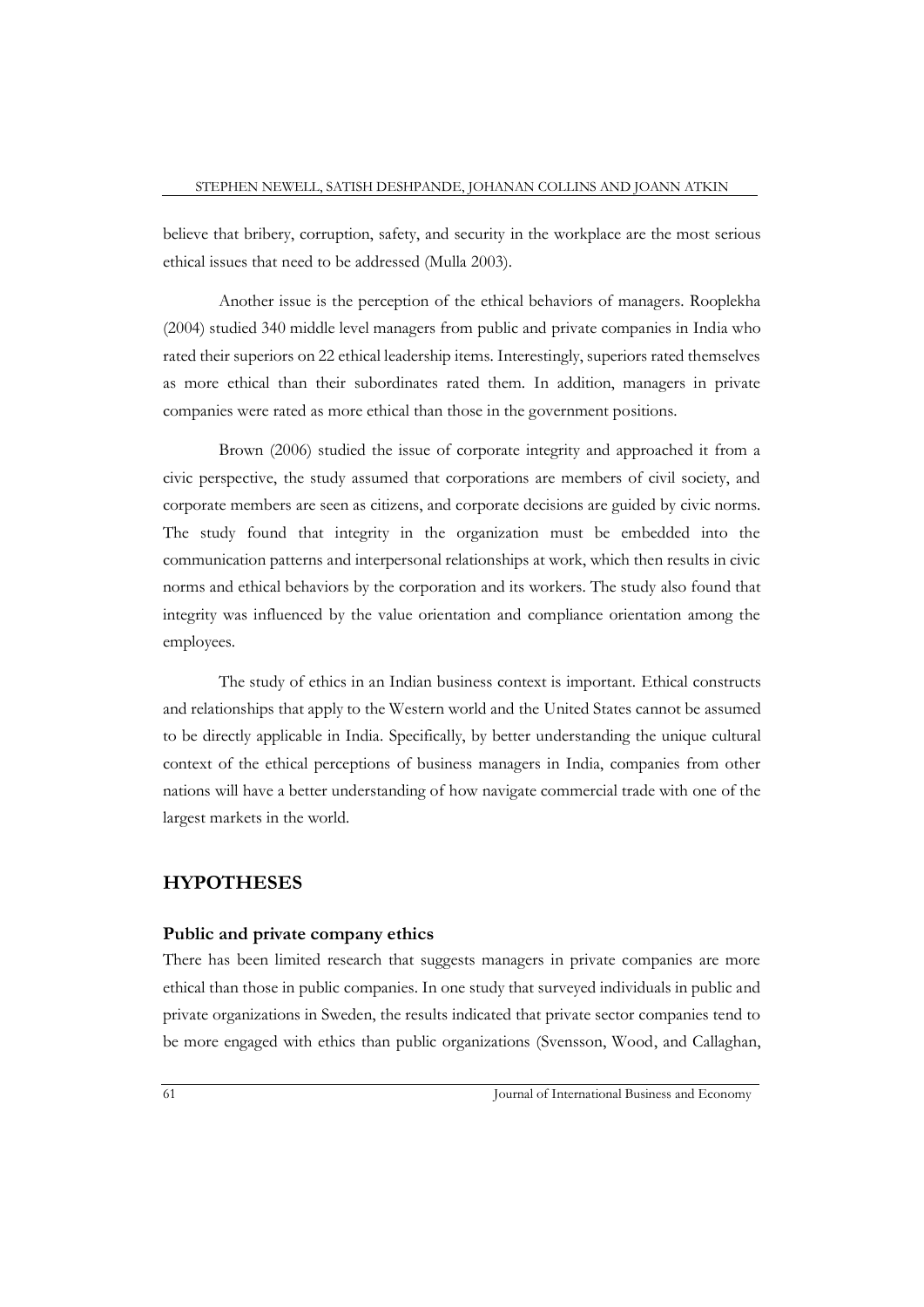believe that bribery, corruption, safety, and security in the workplace are the most serious ethical issues that need to be addressed (Mulla 2003).

Another issue is the perception of the ethical behaviors of managers. Rooplekha (2004) studied 340 middle level managers from public and private companies in India who rated their superiors on 22 ethical leadership items. Interestingly, superiors rated themselves as more ethical than their subordinates rated them. In addition, managers in private companies were rated as more ethical than those in the government positions.

Brown (2006) studied the issue of corporate integrity and approached it from a civic perspective, the study assumed that corporations are members of civil society, and corporate members are seen as citizens, and corporate decisions are guided by civic norms. The study found that integrity in the organization must be embedded into the communication patterns and interpersonal relationships at work, which then results in civic norms and ethical behaviors by the corporation and its workers. The study also found that integrity was influenced by the value orientation and compliance orientation among the employees.

The study of ethics in an Indian business context is important. Ethical constructs and relationships that apply to the Western world and the United States cannot be assumed to be directly applicable in India. Specifically, by better understanding the unique cultural context of the ethical perceptions of business managers in India, companies from other nations will have a better understanding of how navigate commercial trade with one of the largest markets in the world.

## HYPOTHESES

### Public and private company ethics

There has been limited research that suggests managers in private companies are more ethical than those in public companies. In one study that surveyed individuals in public and private organizations in Sweden, the results indicated that private sector companies tend to be more engaged with ethics than public organizations (Svensson, Wood, and Callaghan,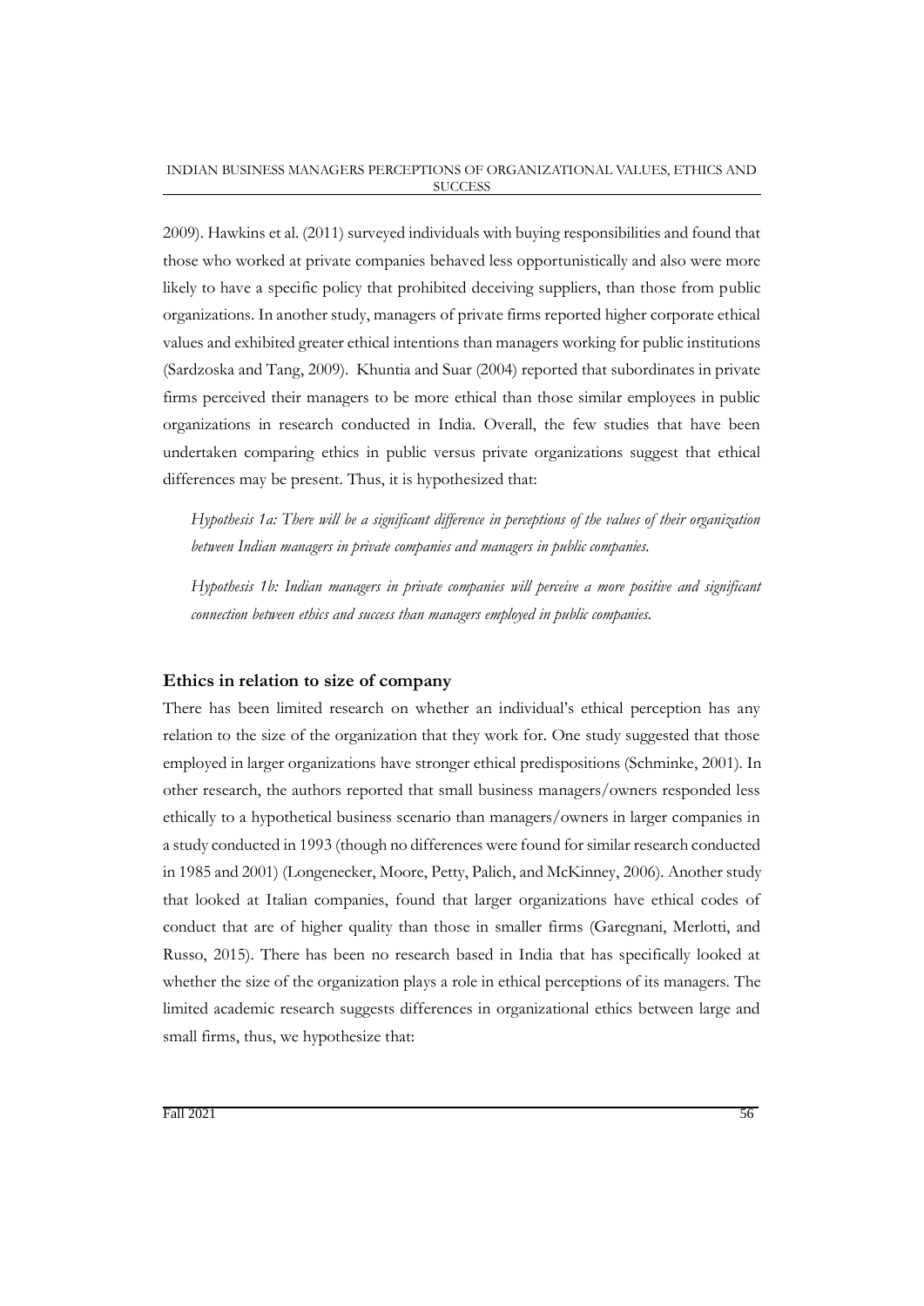2009). Hawkins et al. (2011) surveyed individuals with buying responsibilities and found that those who worked at private companies behaved less opportunistically and also were more likely to have a specific policy that prohibited deceiving suppliers, than those from public organizations. In another study, managers of private firms reported higher corporate ethical values and exhibited greater ethical intentions than managers working for public institutions (Sardzoska and Tang, 2009). Khuntia and Suar (2004) reported that subordinates in private firms perceived their managers to be more ethical than those similar employees in public organizations in research conducted in India. Overall, the few studies that have been undertaken comparing ethics in public versus private organizations suggest that ethical differences may be present. Thus, it is hypothesized that:

*Hypothesis 1a: There will be a significant difference in perceptions of the values of their organization between Indian managers in private companies and managers in public companies.*

*Hypothesis 1b: Indian managers in private companies will perceive a more positive and significant connection between ethics and success than managers employed in public companies.*

### Ethics in relation to size of company

There has been limited research on whether an individual's ethical perception has any relation to the size of the organization that they work for. One study suggested that those employed in larger organizations have stronger ethical predispositions (Schminke, 2001). In other research, the authors reported that small business managers/owners responded less ethically to a hypothetical business scenario than managers/owners in larger companies in a study conducted in 1993 (though no differences were found for similar research conducted in 1985 and 2001) (Longenecker, Moore, Petty, Palich, and McKinney, 2006). Another study that looked at Italian companies, found that larger organizations have ethical codes of conduct that are of higher quality than those in smaller firms (Garegnani, Merlotti, and Russo, 2015). There has been no research based in India that has specifically looked at whether the size of the organization plays a role in ethical perceptions of its managers. The limited academic research suggests differences in organizational ethics between large and small firms, thus, we hypothesize that: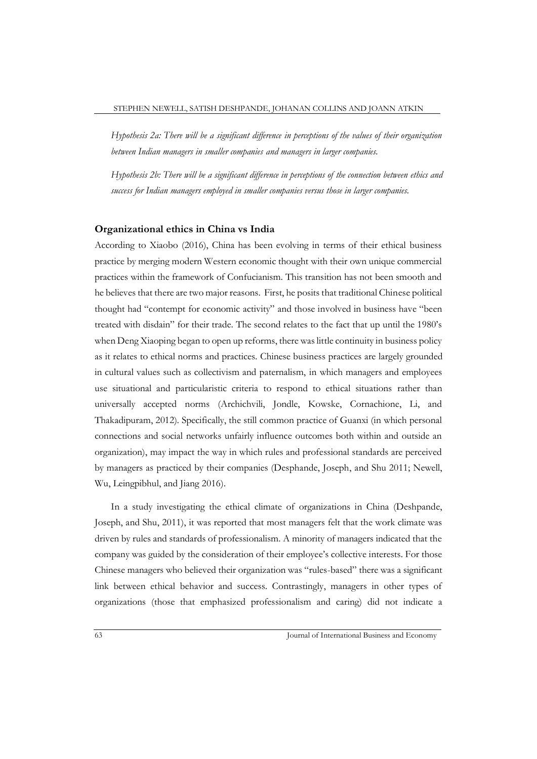*Hypothesis 2a: There will be a significant difference in perceptions of the values of their organization between Indian managers in smaller companies and managers in larger companies.*

*Hypothesis 2b: There will be a significant difference in perceptions of the connection between ethics and success for Indian managers employed in smaller companies versus those in larger companies.*

## Organizational ethics in China vs India

According to Xiaobo (2016), China has been evolving in terms of their ethical business practice by merging modern Western economic thought with their own unique commercial practices within the framework of Confucianism. This transition has not been smooth and he believes that there are two major reasons. First, he posits that traditional Chinese political thought had "contempt for economic activity" and those involved in business have "been treated with disdain" for their trade. The second relates to the fact that up until the 1980's when Deng Xiaoping began to open up reforms, there was little continuity in business policy as it relates to ethical norms and practices. Chinese business practices are largely grounded in cultural values such as collectivism and paternalism, in which managers and employees use situational and particularistic criteria to respond to ethical situations rather than universally accepted norms (Archichvili, Jondle, Kowske, Cornachione, Li, and Thakadipuram, 2012). Specifically, the still common practice of Guanxi (in which personal connections and social networks unfairly influence outcomes both within and outside an organization), may impact the way in which rules and professional standards are perceived by managers as practiced by their companies (Desphande, Joseph, and Shu 2011; Newell, Wu, Leingpibhul, and Jiang 2016).

In a study investigating the ethical climate of organizations in China (Deshpande, Joseph, and Shu, 2011), it was reported that most managers felt that the work climate was driven by rules and standards of professionalism. A minority of managers indicated that the company was guided by the consideration of their employee's collective interests. For those Chinese managers who believed their organization was "rules-based" there was a significant link between ethical behavior and success. Contrastingly, managers in other types of organizations (those that emphasized professionalism and caring) did not indicate a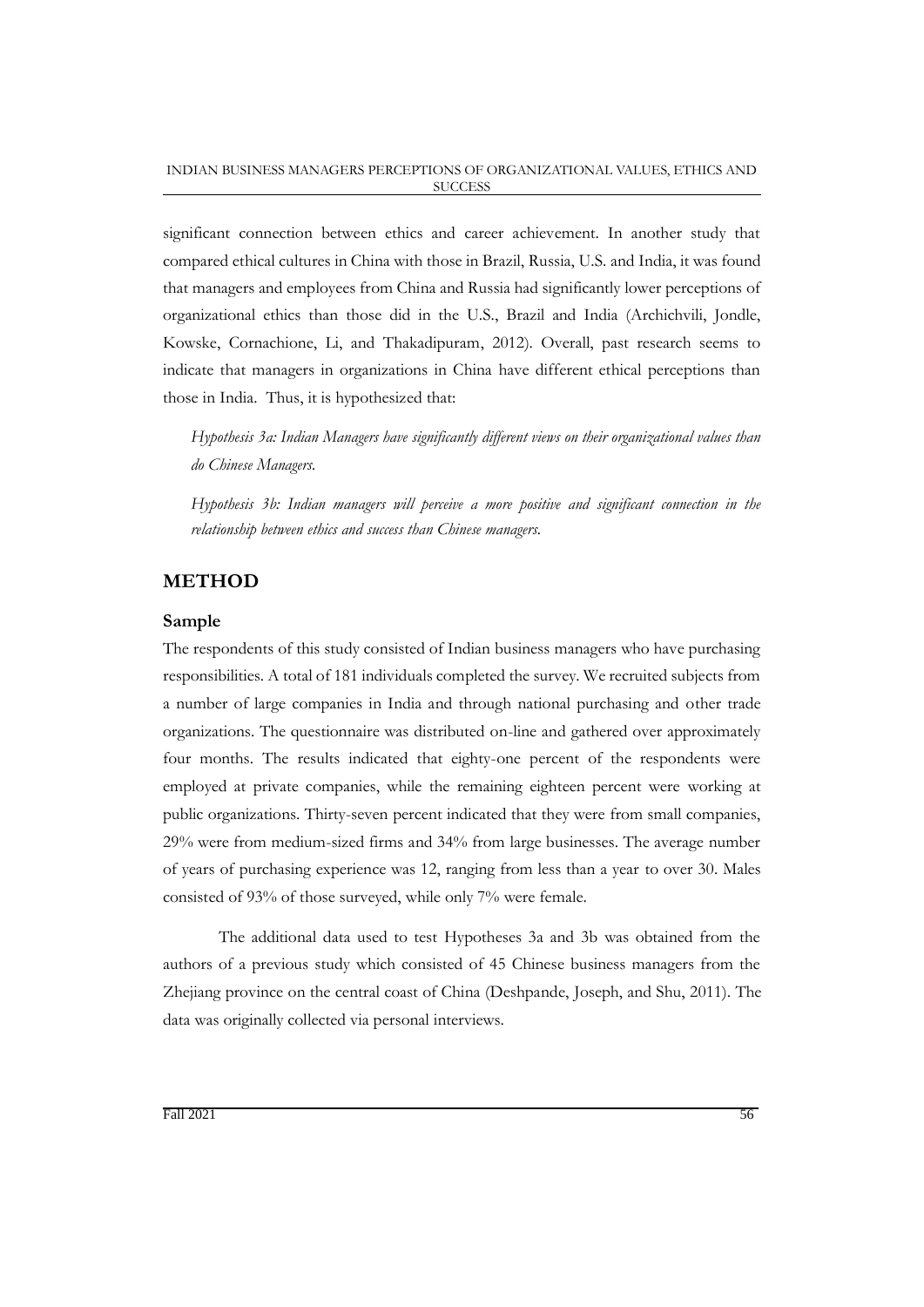significant connection between ethics and career achievement. In another study that compared ethical cultures in China with those in Brazil, Russia, U.S. and India, it was found that managers and employees from China and Russia had significantly lower perceptions of organizational ethics than those did in the U.S., Brazil and India (Archichvili, Jondle, Kowske, Cornachione, Li, and Thakadipuram, 2012). Overall, past research seems to indicate that managers in organizations in China have different ethical perceptions than those in India. Thus, it is hypothesized that:

*Hypothesis 3a: Indian Managers have significantly different views on their organizational values than do Chinese Managers.*

*Hypothesis 3b: Indian managers will perceive a more positive and significant connection in the relationship between ethics and success than Chinese managers.*

## METHOD

### Sample

The respondents of this study consisted of Indian business managers who have purchasing responsibilities. A total of 181 individuals completed the survey. We recruited subjects from a number of large companies in India and through national purchasing and other trade organizations. The questionnaire was distributed on-line and gathered over approximately four months. The results indicated that eighty-one percent of the respondents were employed at private companies, while the remaining eighteen percent were working at public organizations. Thirty-seven percent indicated that they were from small companies, 29% were from medium-sized firms and 34% from large businesses. The average number of years of purchasing experience was 12, ranging from less than a year to over 30. Males consisted of 93% of those surveyed, while only 7% were female.

The additional data used to test Hypotheses 3a and 3b was obtained from the authors of a previous study which consisted of 45 Chinese business managers from the Zhejiang province on the central coast of China (Deshpande, Joseph, and Shu, 2011). The data was originally collected via personal interviews.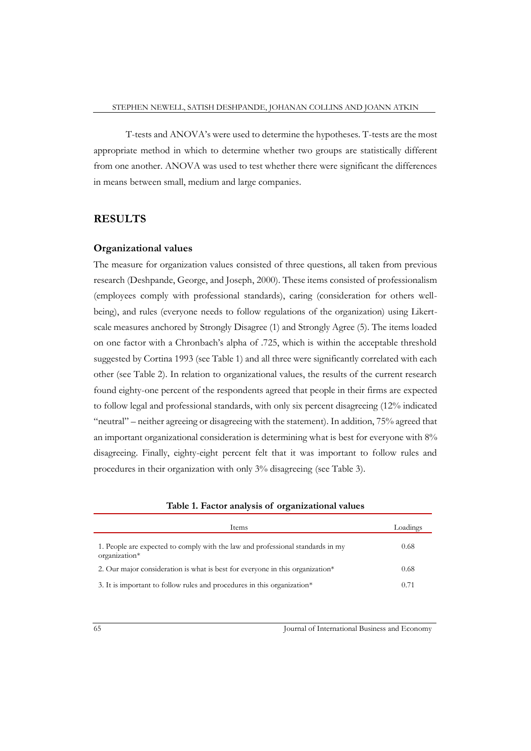T-tests and ANOVA's were used to determine the hypotheses. T-tests are the most appropriate method in which to determine whether two groups are statistically different from one another. ANOVA was used to test whether there were significant the differences in means between small, medium and large companies.

## RESULTS

### Organizational values

The measure for organization values consisted of three questions, all taken from previous research (Deshpande, George, and Joseph, 2000). These items consisted of professionalism (employees comply with professional standards), caring (consideration for others well-being), and rules (everyone needs to follow regulations of the organization) using Likert-scale measures anchored by Strongly Disagree (1) and Strongly Agree (5). The items loaded on one factor with a Chronbach's alpha of .725, which is within the acceptable threshold suggested by Cortina 1993 (see Table 1) and all three were significantly correlated with each other (see Table 2). In relation to organizational values, the results of the current research found eighty-one percent of the respondents agreed that people in their firms are expected to follow legal and professional standards, with only six percent disagreeing (12% indicated "neutral" – neither agreeing or disagreeing with the statement). In addition, 75% agreed that an important organizational consideration is determining what is best for everyone with 8% disagreeing. Finally, eighty-eight percent felt that it was important to follow rules and procedures in their organization with only 3% disagreeing (see Table 3).

**Table 1. Factor analysis of organizational values**

| Items | Loadings |
|---|---|
| 1. People are expected to comply with the law and professional standards in my organization* | 0.68 |
| 2. Our major consideration is what is best for everyone in this organization* | 0.68 |
| 3. It is important to follow rules and procedures in this organization* | 0.71 |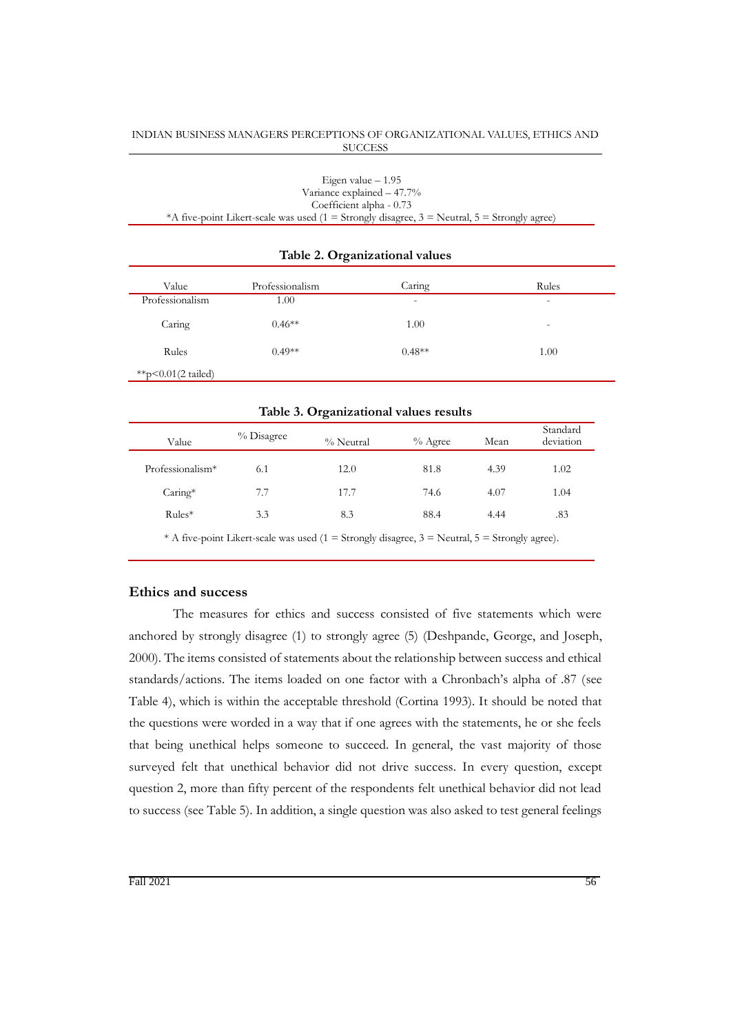Eigen value – 1.95
Variance explained – 47.7%
Coefficient alpha - 0.73
*A five-point Likert-scale was used (1 = Strongly disagree, 3 = Neutral, 5 = Strongly agree)

**Table 2. Organizational values**

| Value | Professionalism | Caring | Rules |
|---|---|---|---|
| Professionalism | 1.00 | - | - |
| Caring | 0.46** | 1.00 | - |
| Rules | 0.49** | 0.48** | 1.00 |

**p<0.01(2 tailed)

**Table 3. Organizational values results**

| Value | % Disagree | % Neutral | % Agree | Mean | Standard deviation |
|---|---|---|---|---|---|
| Professionalism* | 6.1 | 12.0 | 81.8 | 4.39 | 1.02 |
| Caring* | 7.7 | 17.7 | 74.6 | 4.07 | 1.04 |
| Rules* | 3.3 | 8.3 | 88.4 | 4.44 | .83 |

* A five-point Likert-scale was used (1 = Strongly disagree, 3 = Neutral, 5 = Strongly agree).

## Ethics and success

The measures for ethics and success consisted of five statements which were anchored by strongly disagree (1) to strongly agree (5) (Deshpande, George, and Joseph, 2000). The items consisted of statements about the relationship between success and ethical standards/actions. The items loaded on one factor with a Chronbach's alpha of .87 (see Table 4), which is within the acceptable threshold (Cortina 1993). It should be noted that the questions were worded in a way that if one agrees with the statements, he or she feels that being unethical helps someone to succeed. In general, the vast majority of those surveyed felt that unethical behavior did not drive success. In every question, except question 2, more than fifty percent of the respondents felt unethical behavior did not lead to success (see Table 5). In addition, a single question was also asked to test general feelings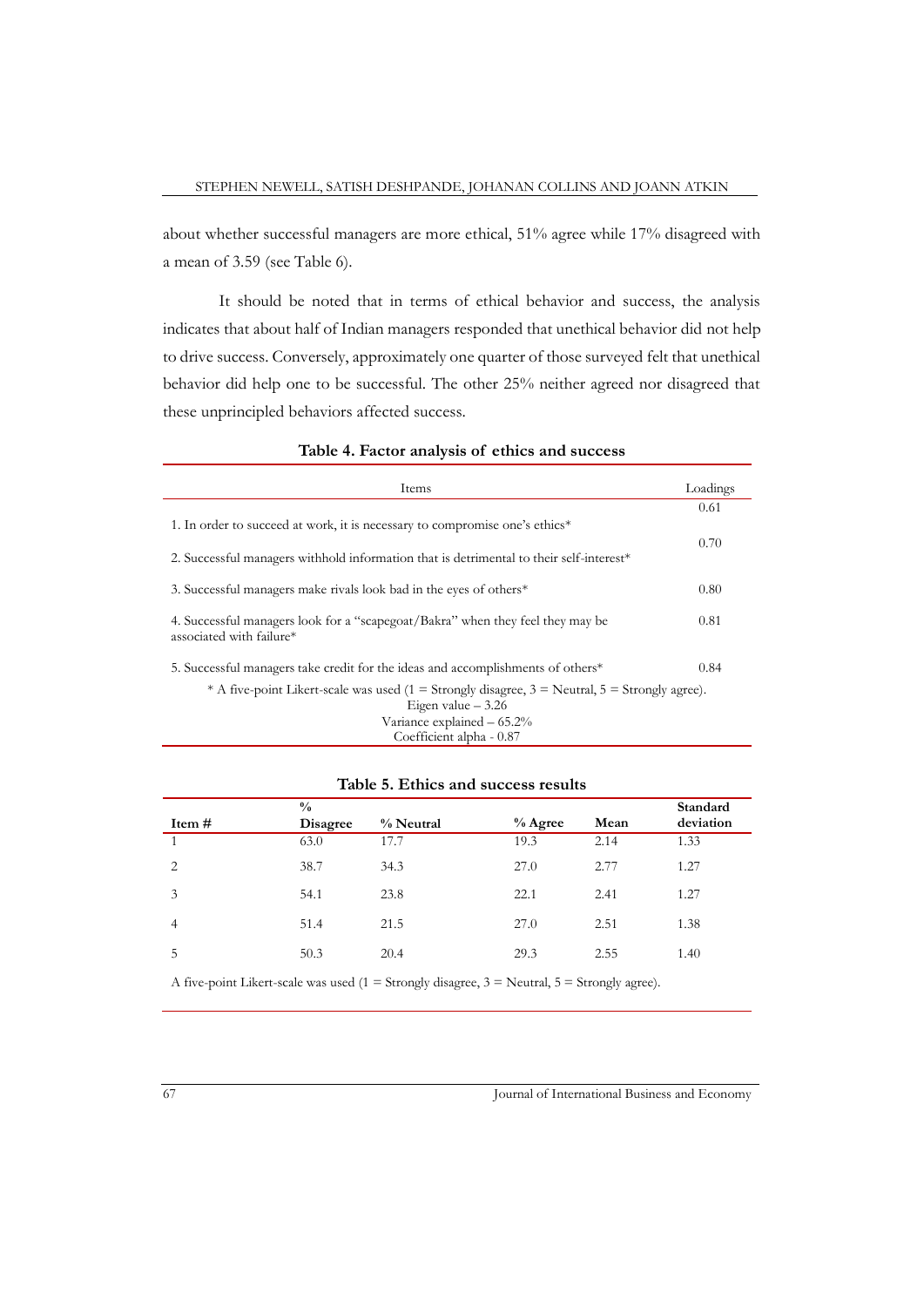about whether successful managers are more ethical, 51% agree while 17% disagreed with a mean of 3.59 (see Table 6).

It should be noted that in terms of ethical behavior and success, the analysis indicates that about half of Indian managers responded that unethical behavior did not help to drive success. Conversely, approximately one quarter of those surveyed felt that unethical behavior did help one to be successful. The other 25% neither agreed nor disagreed that these unprincipled behaviors affected success.

**Table 4. Factor analysis of ethics and success**

| Items | Loadings |
|---|---|
| 1. In order to succeed at work, it is necessary to compromise one's ethics* | 0.61 |
| 2. Successful managers withhold information that is detrimental to their self-interest* | 0.70 |
| 3. Successful managers make rivals look bad in the eyes of others* | 0.80 |
| 4. Successful managers look for a "scapegoat/Bakra" when they feel they may be associated with failure* | 0.81 |
| 5. Successful managers take credit for the ideas and accomplishments of others* | 0.84 |

\* A five-point Likert-scale was used (1 = Strongly disagree, 3 = Neutral, 5 = Strongly agree).
Eigen value – 3.26
Variance explained – 65.2%
Coefficient alpha - 0.87

**Table 5. Ethics and success results**

| Item # | % Disagree | % Neutral | % Agree | Mean | Standard deviation |
|---|---|---|---|---|---|
| 1 | 63.0 | 17.7 | 19.3 | 2.14 | 1.33 |
| 2 | 38.7 | 34.3 | 27.0 | 2.77 | 1.27 |
| 3 | 54.1 | 23.8 | 22.1 | 2.41 | 1.27 |
| 4 | 51.4 | 21.5 | 27.0 | 2.51 | 1.38 |
| 5 | 50.3 | 20.4 | 29.3 | 2.55 | 1.40 |

A five-point Likert-scale was used (1 = Strongly disagree, 3 = Neutral, 5 = Strongly agree).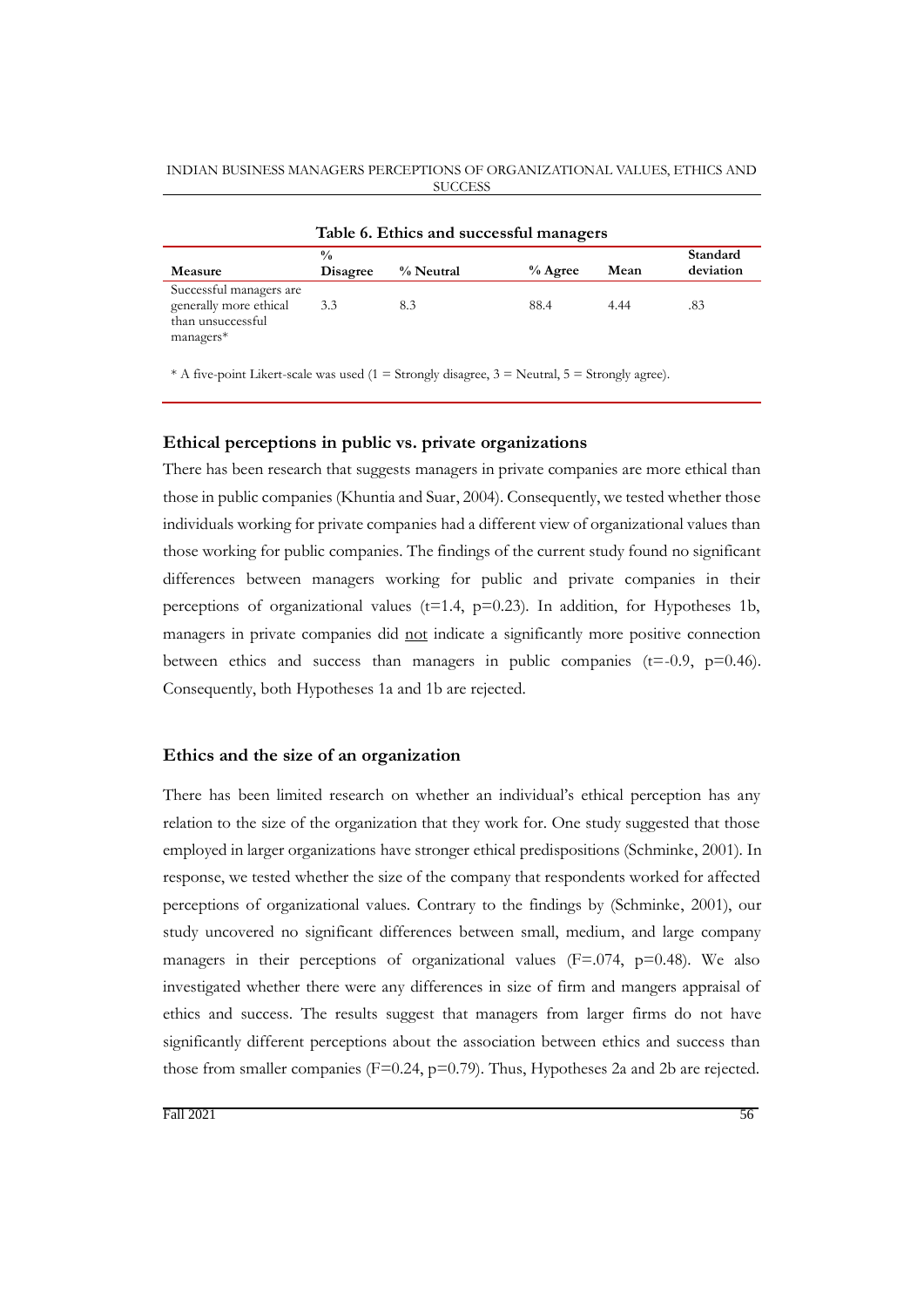**Table 6. Ethics and successful managers**

| Measure | % Disagree | % Neutral | % Agree | Mean | Standard deviation |
|---|---|---|---|---|---|
| Successful managers are generally more ethical than unsuccessful managers* | 3.3 | 8.3 | 88.4 | 4.44 | .83 |

* A five-point Likert-scale was used (1 = Strongly disagree, 3 = Neutral, 5 = Strongly agree).

### Ethical perceptions in public vs. private organizations

There has been research that suggests managers in private companies are more ethical than those in public companies (Khuntia and Suar, 2004). Consequently, we tested whether those individuals working for private companies had a different view of organizational values than those working for public companies. The findings of the current study found no significant differences between managers working for public and private companies in their perceptions of organizational values ($t=1.4$, $p=0.23$). In addition, for Hypotheses 1b, managers in private companies did not indicate a significantly more positive connection between ethics and success than managers in public companies ($t=-0.9$, $p=0.46$). Consequently, both Hypotheses 1a and 1b are rejected.

### Ethics and the size of an organization

There has been limited research on whether an individual's ethical perception has any relation to the size of the organization that they work for. One study suggested that those employed in larger organizations have stronger ethical predispositions (Schminke, 2001). In response, we tested whether the size of the company that respondents worked for affected perceptions of organizational values. Contrary to the findings by (Schminke, 2001), our study uncovered no significant differences between small, medium, and large company managers in their perceptions of organizational values ($F=.074$, $p=0.48$). We also investigated whether there were any differences in size of firm and mangers appraisal of ethics and success. The results suggest that managers from larger firms do not have significantly different perceptions about the association between ethics and success than those from smaller companies ($F=0.24$, $p=0.79$). Thus, Hypotheses 2a and 2b are rejected.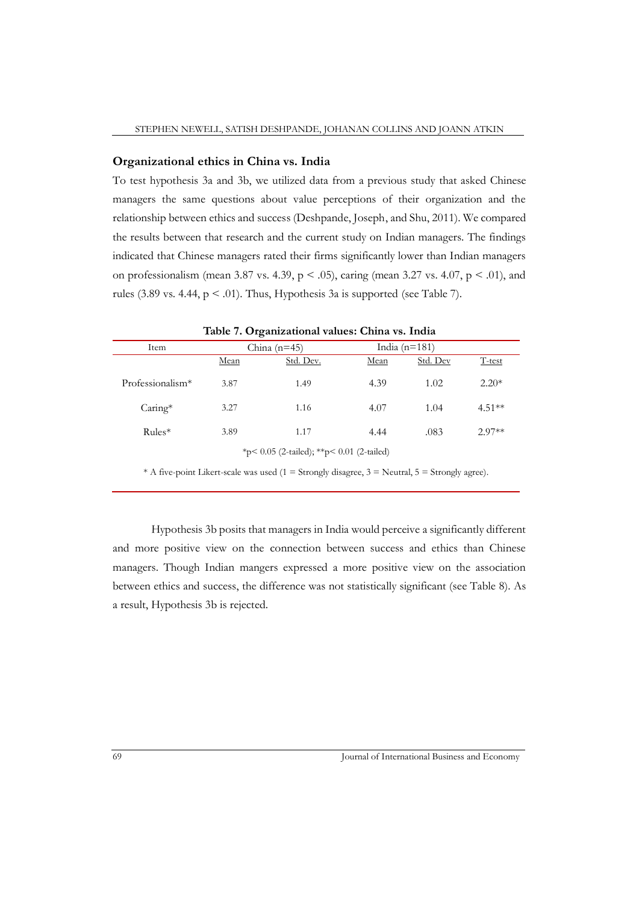## Organizational ethics in China vs. India

To test hypothesis 3a and 3b, we utilized data from a previous study that asked Chinese managers the same questions about value perceptions of their organization and the relationship between ethics and success (Deshpande, Joseph, and Shu, 2011). We compared the results between that research and the current study on Indian managers. The findings indicated that Chinese managers rated their firms significantly lower than Indian managers on professionalism (mean 3.87 vs. 4.39, $p < .05$), caring (mean 3.27 vs. 4.07, $p < .01$), and rules (3.89 vs. 4.44, $p < .01$). Thus, Hypothesis 3a is supported (see Table 7).

**Table 7. Organizational values: China vs. India**

| Item | China (n=45) | | India (n=181) | | |
|---|---|---|---|---|---|
| | Mean | Std. Dev. | Mean | Std. Dev | T-test |
| Professionalism* | 3.87 | 1.49 | 4.39 | 1.02 | 2.20* |
| Caring* | 3.27 | 1.16 | 4.07 | 1.04 | 4.51** |
| Rules* | 3.89 | 1.17 | 4.44 | .083 | 2.97** |

*p< 0.05 (2-tailed); **p< 0.01 (2-tailed)

* A five-point Likert-scale was used (1 = Strongly disagree, 3 = Neutral, 5 = Strongly agree).

Hypothesis 3b posits that managers in India would perceive a significantly different and more positive view on the connection between success and ethics than Chinese managers. Though Indian mangers expressed a more positive view on the association between ethics and success, the difference was not statistically significant (see Table 8). As a result, Hypothesis 3b is rejected.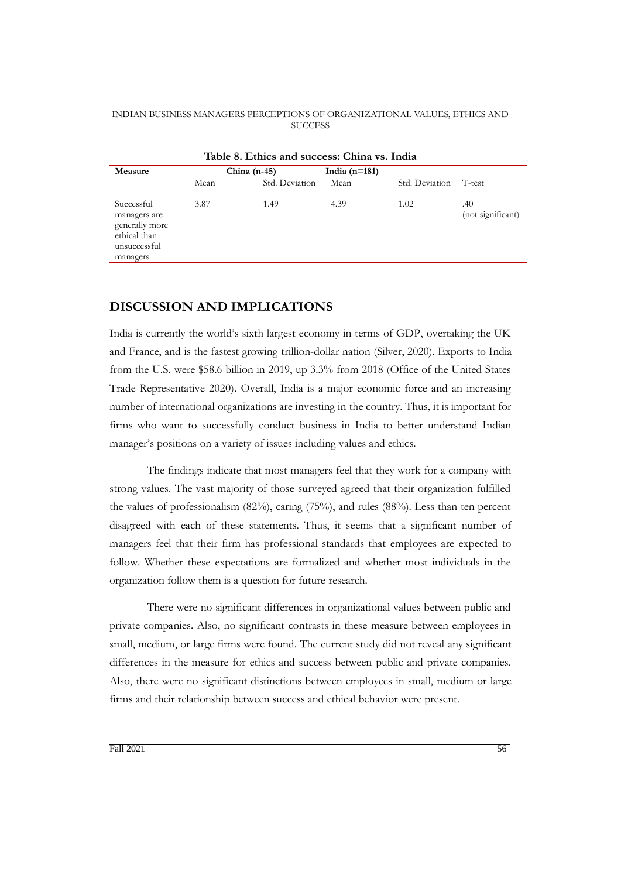**Table 8. Ethics and success: China vs. India**

| Measure | China (n-45) | | India (n=181) | | |
|---|---|---|---|---|---|
| | Mean | Std. Deviation | Mean | Std. Deviation | T-test |
| Successful managers are generally more ethical than unsuccessful managers | 3.87 | 1.49 | 4.39 | 1.02 | .40 (not significant) |

## DISCUSSION AND IMPLICATIONS

India is currently the world's sixth largest economy in terms of GDP, overtaking the UK and France, and is the fastest growing trillion-dollar nation (Silver, 2020). Exports to India from the U.S. were $58.6 billion in 2019, up 3.3% from 2018 (Office of the United States Trade Representative 2020). Overall, India is a major economic force and an increasing number of international organizations are investing in the country. Thus, it is important for firms who want to successfully conduct business in India to better understand Indian manager's positions on a variety of issues including values and ethics.

The findings indicate that most managers feel that they work for a company with strong values. The vast majority of those surveyed agreed that their organization fulfilled the values of professionalism (82%), caring (75%), and rules (88%). Less than ten percent disagreed with each of these statements. Thus, it seems that a significant number of managers feel that their firm has professional standards that employees are expected to follow. Whether these expectations are formalized and whether most individuals in the organization follow them is a question for future research.

There were no significant differences in organizational values between public and private companies. Also, no significant contrasts in these measure between employees in small, medium, or large firms were found. The current study did not reveal any significant differences in the measure for ethics and success between public and private companies. Also, there were no significant distinctions between employees in small, medium or large firms and their relationship between success and ethical behavior were present.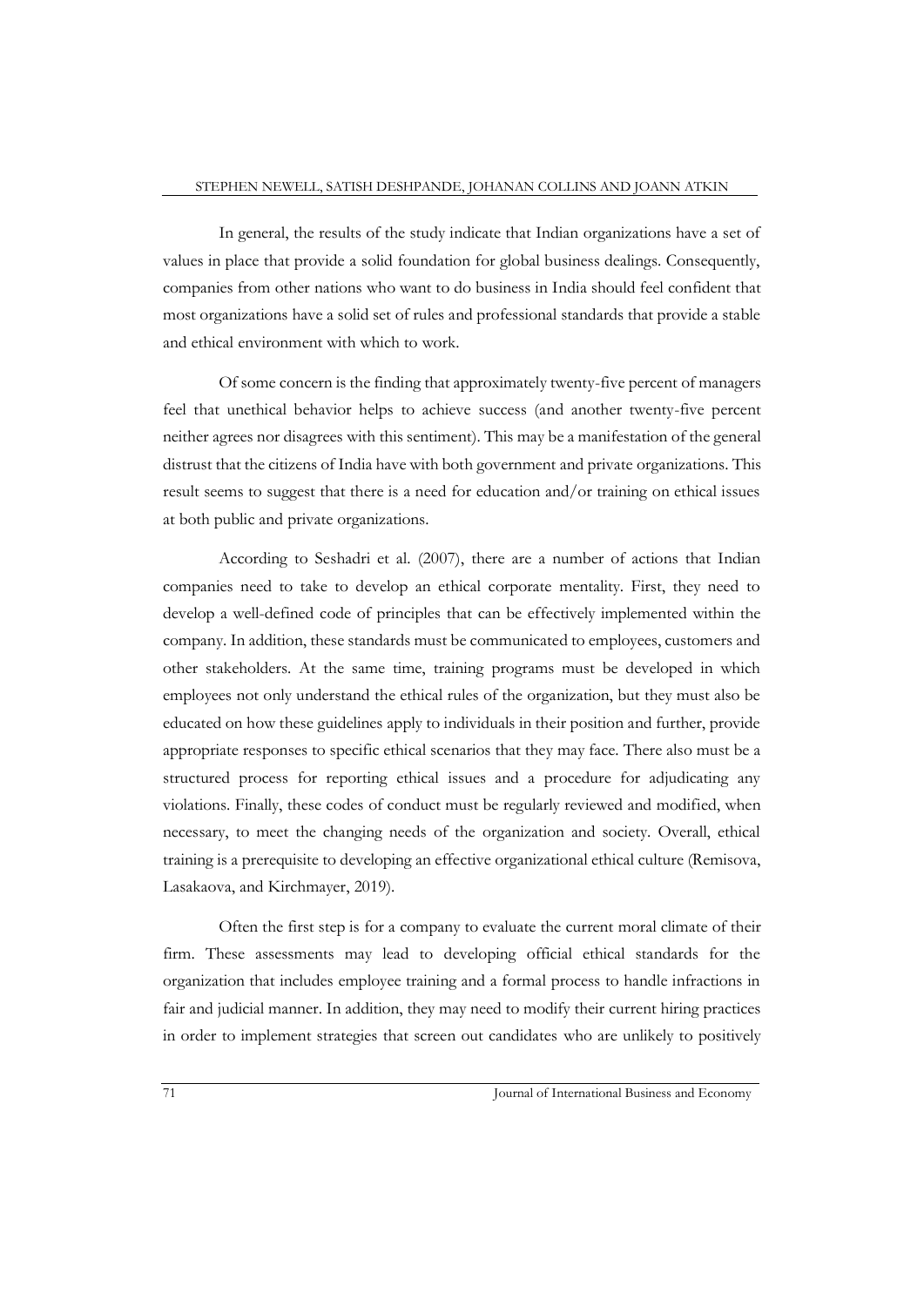In general, the results of the study indicate that Indian organizations have a set of values in place that provide a solid foundation for global business dealings. Consequently, companies from other nations who want to do business in India should feel confident that most organizations have a solid set of rules and professional standards that provide a stable and ethical environment with which to work.

Of some concern is the finding that approximately twenty-five percent of managers feel that unethical behavior helps to achieve success (and another twenty-five percent neither agrees nor disagrees with this sentiment). This may be a manifestation of the general distrust that the citizens of India have with both government and private organizations. This result seems to suggest that there is a need for education and/or training on ethical issues at both public and private organizations.

According to Seshadri et al. (2007), there are a number of actions that Indian companies need to take to develop an ethical corporate mentality. First, they need to develop a well-defined code of principles that can be effectively implemented within the company. In addition, these standards must be communicated to employees, customers and other stakeholders. At the same time, training programs must be developed in which employees not only understand the ethical rules of the organization, but they must also be educated on how these guidelines apply to individuals in their position and further, provide appropriate responses to specific ethical scenarios that they may face. There also must be a structured process for reporting ethical issues and a procedure for adjudicating any violations. Finally, these codes of conduct must be regularly reviewed and modified, when necessary, to meet the changing needs of the organization and society. Overall, ethical training is a prerequisite to developing an effective organizational ethical culture (Remisova, Lasakaova, and Kirchmayer, 2019).

Often the first step is for a company to evaluate the current moral climate of their firm. These assessments may lead to developing official ethical standards for the organization that includes employee training and a formal process to handle infractions in fair and judicial manner. In addition, they may need to modify their current hiring practices in order to implement strategies that screen out candidates who are unlikely to positively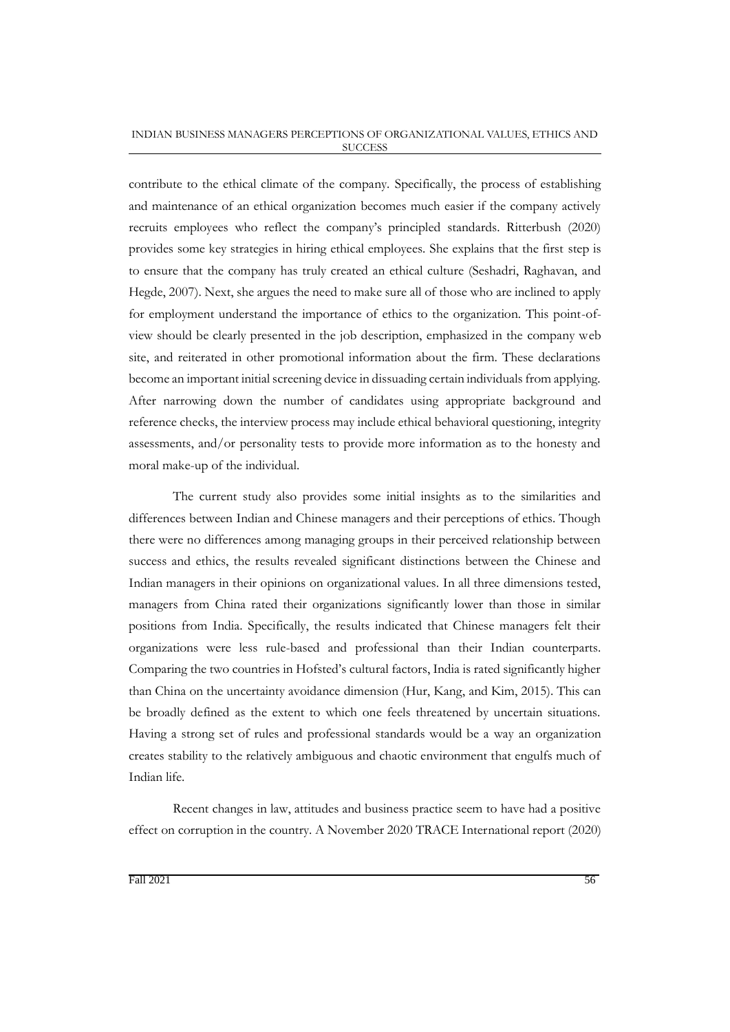contribute to the ethical climate of the company. Specifically, the process of establishing and maintenance of an ethical organization becomes much easier if the company actively recruits employees who reflect the company's principled standards. Ritterbush (2020) provides some key strategies in hiring ethical employees. She explains that the first step is to ensure that the company has truly created an ethical culture (Seshadri, Raghavan, and Hegde, 2007). Next, she argues the need to make sure all of those who are inclined to apply for employment understand the importance of ethics to the organization. This point-of-view should be clearly presented in the job description, emphasized in the company web site, and reiterated in other promotional information about the firm. These declarations become an important initial screening device in dissuading certain individuals from applying. After narrowing down the number of candidates using appropriate background and reference checks, the interview process may include ethical behavioral questioning, integrity assessments, and/or personality tests to provide more information as to the honesty and moral make-up of the individual.

The current study also provides some initial insights as to the similarities and differences between Indian and Chinese managers and their perceptions of ethics. Though there were no differences among managing groups in their perceived relationship between success and ethics, the results revealed significant distinctions between the Chinese and Indian managers in their opinions on organizational values. In all three dimensions tested, managers from China rated their organizations significantly lower than those in similar positions from India. Specifically, the results indicated that Chinese managers felt their organizations were less rule-based and professional than their Indian counterparts. Comparing the two countries in Hofsted's cultural factors, India is rated significantly higher than China on the uncertainty avoidance dimension (Hur, Kang, and Kim, 2015). This can be broadly defined as the extent to which one feels threatened by uncertain situations. Having a strong set of rules and professional standards would be a way an organization creates stability to the relatively ambiguous and chaotic environment that engulfs much of Indian life.

Recent changes in law, attitudes and business practice seem to have had a positive effect on corruption in the country. A November 2020 TRACE International report (2020)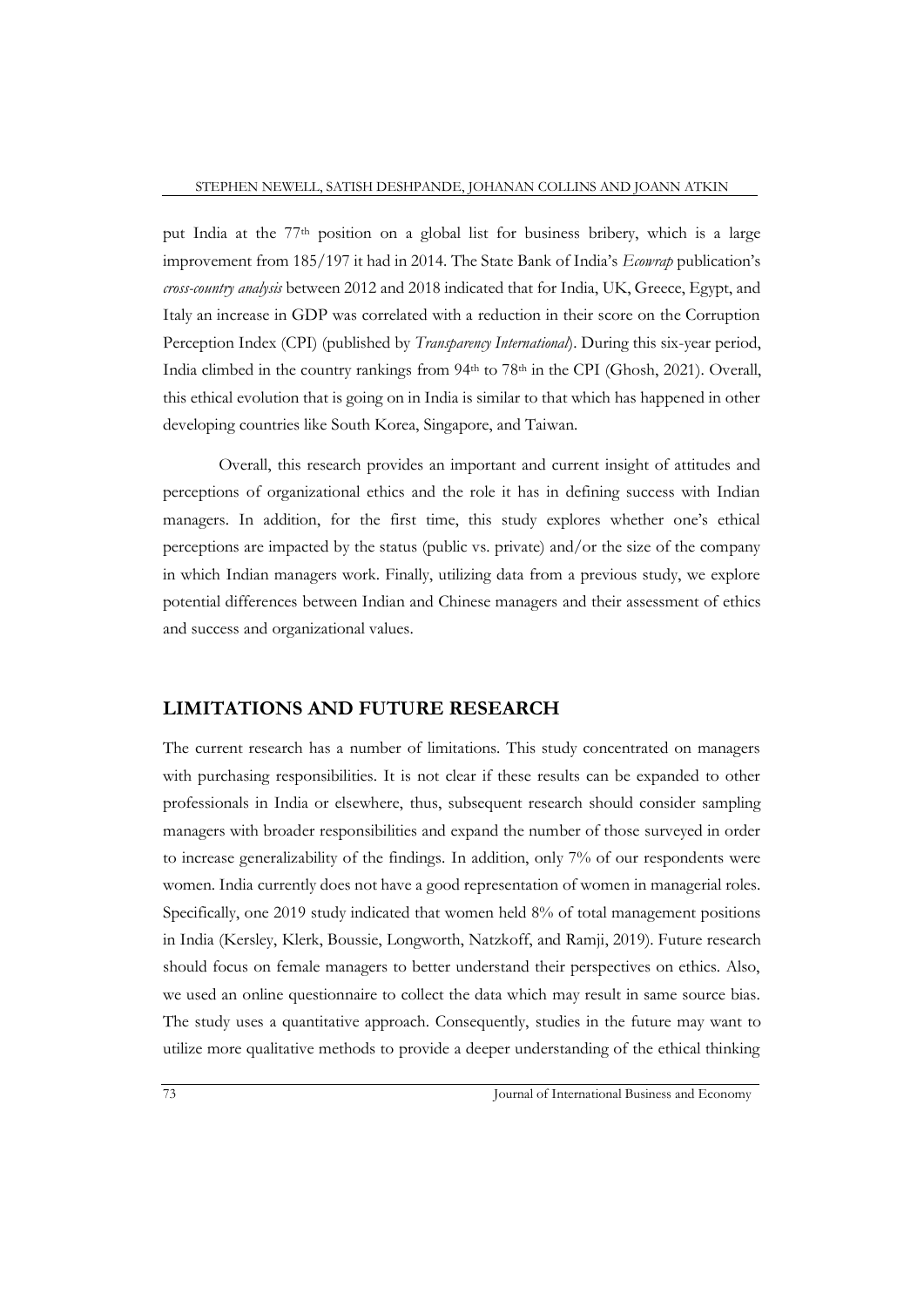put India at the 77th position on a global list for business bribery, which is a large improvement from 185/197 it had in 2014. The State Bank of India's *Ecowrap* publication's *cross-country analysis* between 2012 and 2018 indicated that for India, UK, Greece, Egypt, and Italy an increase in GDP was correlated with a reduction in their score on the Corruption Perception Index (CPI) (published by *Transparency International*). During this six-year period, India climbed in the country rankings from 94th to 78th in the CPI (Ghosh, 2021). Overall, this ethical evolution that is going on in India is similar to that which has happened in other developing countries like South Korea, Singapore, and Taiwan.

Overall, this research provides an important and current insight of attitudes and perceptions of organizational ethics and the role it has in defining success with Indian managers. In addition, for the first time, this study explores whether one's ethical perceptions are impacted by the status (public vs. private) and/or the size of the company in which Indian managers work. Finally, utilizing data from a previous study, we explore potential differences between Indian and Chinese managers and their assessment of ethics and success and organizational values.

## LIMITATIONS AND FUTURE RESEARCH

The current research has a number of limitations. This study concentrated on managers with purchasing responsibilities. It is not clear if these results can be expanded to other professionals in India or elsewhere, thus, subsequent research should consider sampling managers with broader responsibilities and expand the number of those surveyed in order to increase generalizability of the findings. In addition, only 7% of our respondents were women. India currently does not have a good representation of women in managerial roles. Specifically, one 2019 study indicated that women held 8% of total management positions in India (Kersley, Klerk, Boussie, Longworth, Natzkoff, and Ramji, 2019). Future research should focus on female managers to better understand their perspectives on ethics. Also, we used an online questionnaire to collect the data which may result in same source bias. The study uses a quantitative approach. Consequently, studies in the future may want to utilize more qualitative methods to provide a deeper understanding of the ethical thinking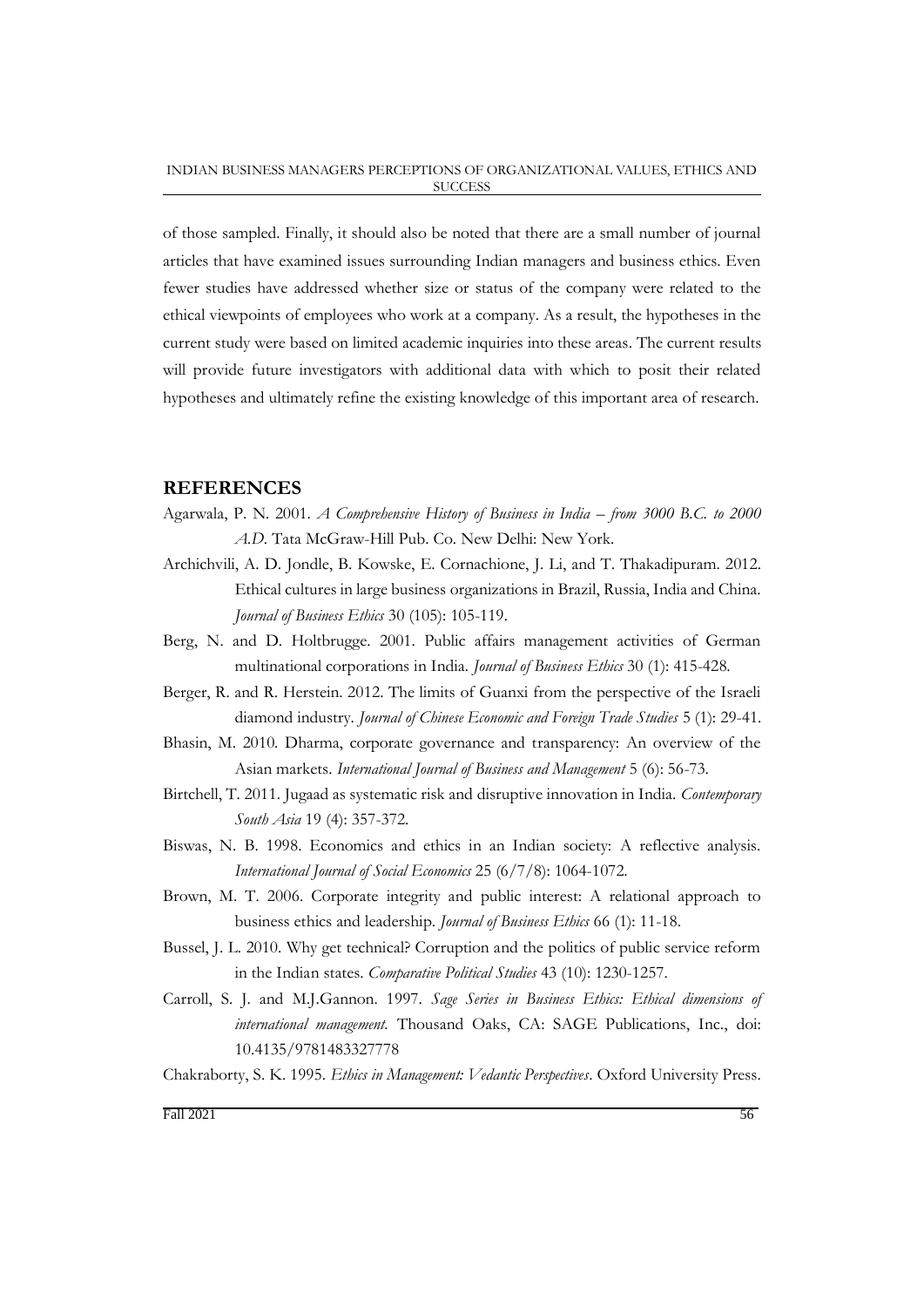of those sampled. Finally, it should also be noted that there are a small number of journal articles that have examined issues surrounding Indian managers and business ethics. Even fewer studies have addressed whether size or status of the company were related to the ethical viewpoints of employees who work at a company. As a result, the hypotheses in the current study were based on limited academic inquiries into these areas. The current results will provide future investigators with additional data with which to posit their related hypotheses and ultimately refine the existing knowledge of this important area of research.

## REFERENCES

Agarwala, P. N. 2001. *A Comprehensive History of Business in India – from 3000 B.C. to 2000 A.D*. Tata McGraw-Hill Pub. Co. New Delhi: New York.

Archichvili, A. D. Jondle, B. Kowske, E. Cornachione, J. Li, and T. Thakadipuram. 2012. Ethical cultures in large business organizations in Brazil, Russia, India and China. *Journal of Business Ethics* 30 (105): 105-119.

Berg, N. and D. Holtbrugge. 2001. Public affairs management activities of German multinational corporations in India. *Journal of Business Ethics* 30 (1): 415-428.

Berger, R. and R. Herstein. 2012. The limits of Guanxi from the perspective of the Israeli diamond industry. *Journal of Chinese Economic and Foreign Trade Studies* 5 (1): 29-41.

Bhasin, M. 2010. Dharma, corporate governance and transparency: An overview of the Asian markets. *International Journal of Business and Management* 5 (6): 56-73.

Birtchell, T. 2011. Jugaad as systematic risk and disruptive innovation in India. *Contemporary South Asia* 19 (4): 357-372.

Biswas, N. B. 1998. Economics and ethics in an Indian society: A reflective analysis. *International Journal of Social Economics* 25 (6/7/8): 1064-1072.

Brown, M. T. 2006. Corporate integrity and public interest: A relational approach to business ethics and leadership. *Journal of Business Ethics* 66 (1): 11-18.

Bussel, J. L. 2010. Why get technical? Corruption and the politics of public service reform in the Indian states. *Comparative Political Studies* 43 (10): 1230-1257.

Carroll, S. J. and M.J.Gannon. 1997. *Sage Series in Business Ethics: Ethical dimensions of international management*. Thousand Oaks, CA: SAGE Publications, Inc., doi: 10.4135/9781483327778

Chakraborty, S. K. 1995. *Ethics in Management: Vedantic Perspectives*. Oxford University Press.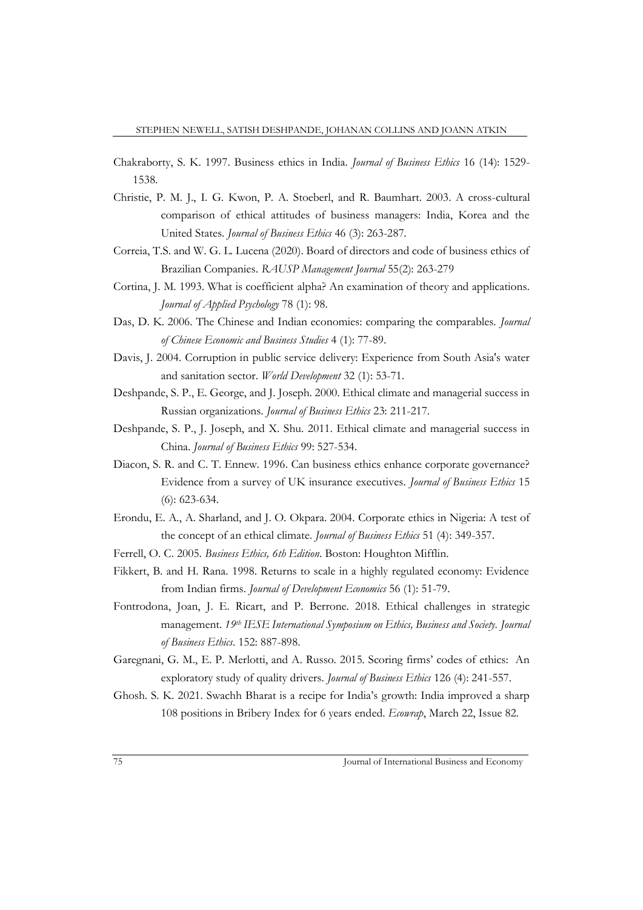Chakraborty, S. K. 1997. Business ethics in India. *Journal of Business Ethics* 16 (14): 1529-1538.

Christie, P. M. J., I. G. Kwon, P. A. Stoeberl, and R. Baumhart. 2003. A cross-cultural comparison of ethical attitudes of business managers: India, Korea and the United States. *Journal of Business Ethics* 46 (3): 263-287.

Correia, T.S. and W. G. L. Lucena (2020). Board of directors and code of business ethics of Brazilian Companies. *RAUSP Management Journal* 55(2): 263-279

Cortina, J. M. 1993. What is coefficient alpha? An examination of theory and applications. *Journal of Applied Psychology* 78 (1): 98.

Das, D. K. 2006. The Chinese and Indian economies: comparing the comparables. *Journal of Chinese Economic and Business Studies* 4 (1): 77-89.

Davis, J. 2004. Corruption in public service delivery: Experience from South Asia's water and sanitation sector. *World Development* 32 (1): 53-71.

Deshpande, S. P., E. George, and J. Joseph. 2000. Ethical climate and managerial success in Russian organizations. *Journal of Business Ethics* 23: 211-217.

Deshpande, S. P., J. Joseph, and X. Shu. 2011. Ethical climate and managerial success in China. *Journal of Business Ethics* 99: 527-534.

Diacon, S. R. and C. T. Ennew. 1996. Can business ethics enhance corporate governance? Evidence from a survey of UK insurance executives. *Journal of Business Ethics* 15 (6): 623-634.

Erondu, E. A., A. Sharland, and J. O. Okpara. 2004. Corporate ethics in Nigeria: A test of the concept of an ethical climate. *Journal of Business Ethics* 51 (4): 349-357.

Ferrell, O. C. 2005. *Business Ethics, 6th Edition*. Boston: Houghton Mifflin.

Fikkert, B. and H. Rana. 1998. Returns to scale in a highly regulated economy: Evidence from Indian firms. *Journal of Development Economics* 56 (1): 51-79.

Fontrodona, Joan, J. E. Ricart, and P. Berrone. 2018. Ethical challenges in strategic management. *19th IESE International Symposium on Ethics, Business and Society. Journal of Business Ethics*. 152: 887-898.

Garegnani, G. M., E. P. Merlotti, and A. Russo. 2015. Scoring firms' codes of ethics: An exploratory study of quality drivers. *Journal of Business Ethics* 126 (4): 241-557.

Ghosh. S. K. 2021. Swachh Bharat is a recipe for India's growth: India improved a sharp 108 positions in Bribery Index for 6 years ended. *Ecowrap*, March 22, Issue 82.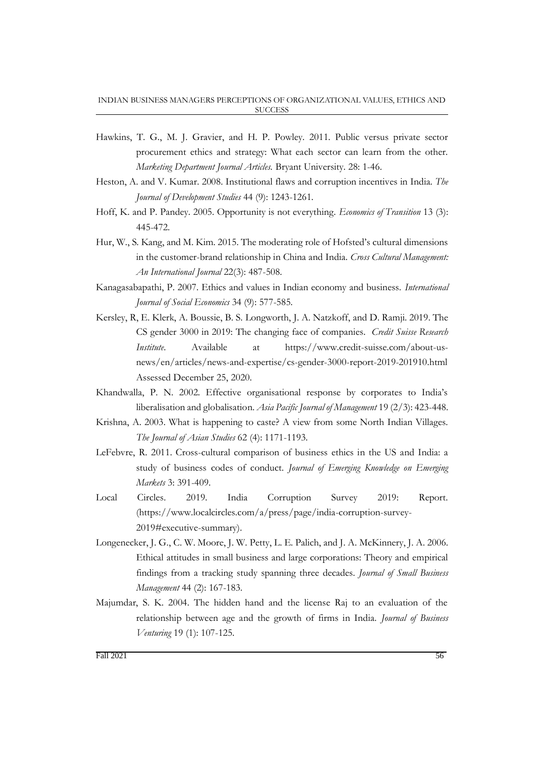Hawkins, T. G., M. J. Gravier, and H. P. Powley. 2011. Public versus private sector procurement ethics and strategy: What each sector can learn from the other. *Marketing Department Journal Articles.* Bryant University. 28: 1-46.

Heston, A. and V. Kumar. 2008. Institutional flaws and corruption incentives in India. *The Journal of Development Studies* 44 (9): 1243-1261.

Hoff, K. and P. Pandey. 2005. Opportunity is not everything. *Economics of Transition* 13 (3): 445-472.

Hur, W., S. Kang, and M. Kim. 2015. The moderating role of Hofsted's cultural dimensions in the customer-brand relationship in China and India. *Cross Cultural Management: An International Journal* 22(3): 487-508.

Kanagasabapathi, P. 2007. Ethics and values in Indian economy and business. *International Journal of Social Economics* 34 (9): 577-585.

Kersley, R, E. Klerk, A. Boussie, B. S. Longworth, J. A. Natzkoff, and D. Ramji. 2019. The CS gender 3000 in 2019: The changing face of companies. *Credit Suisse Research Institute*. Available at https://www.credit-suisse.com/about-us-news/en/articles/news-and-expertise/cs-gender-3000-report-2019-201910.html Assessed December 25, 2020.

Khandwalla, P. N. 2002. Effective organisational response by corporates to India's liberalisation and globalisation. *Asia Pacific Journal of Management* 19 (2/3): 423-448.

Krishna, A. 2003. What is happening to caste? A view from some North Indian Villages. *The Journal of Asian Studies* 62 (4): 1171-1193.

LeFebvre, R. 2011. Cross-cultural comparison of business ethics in the US and India: a study of business codes of conduct. *Journal of Emerging Knowledge on Emerging Markets* 3: 391-409.

Local Circles. 2019. India Corruption Survey 2019: Report. (https://www.localcircles.com/a/press/page/india-corruption-survey-2019#executive-summary).

Longenecker, J. G., C. W. Moore, J. W. Petty, L. E. Palich, and J. A. McKinnery, J. A. 2006. Ethical attitudes in small business and large corporations: Theory and empirical findings from a tracking study spanning three decades. *Journal of Small Business Management* 44 (2): 167-183.

Majumdar, S. K. 2004. The hidden hand and the license Raj to an evaluation of the relationship between age and the growth of firms in India. *Journal of Business Venturing* 19 (1): 107-125.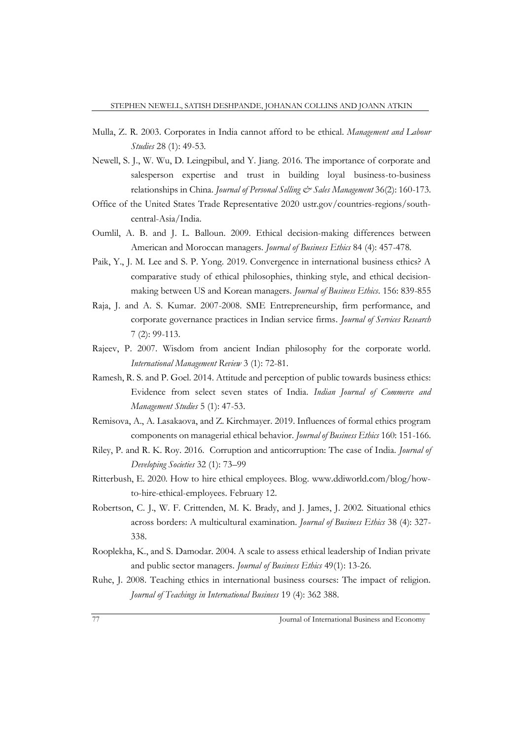Mulla, Z. R. 2003. Corporates in India cannot afford to be ethical. *Management and Labour Studies* 28 (1): 49-53.

Newell, S. J., W. Wu, D. Leingpibul, and Y. Jiang. 2016. The importance of corporate and salesperson expertise and trust in building loyal business-to-business relationships in China. *Journal of Personal Selling & Sales Management* 36(2): 160-173.

Office of the United States Trade Representative 2020 ustr.gov/countries-regions/south-central-Asia/India.

Oumlil, A. B. and J. L. Balloun. 2009. Ethical decision-making differences between American and Moroccan managers. *Journal of Business Ethics* 84 (4): 457-478.

Paik, Y., J. M. Lee and S. P. Yong. 2019. Convergence in international business ethics? A comparative study of ethical philosophies, thinking style, and ethical decision-making between US and Korean managers. *Journal of Business Ethics*. 156: 839-855

Raja, J. and A. S. Kumar. 2007-2008. SME Entrepreneurship, firm performance, and corporate governance practices in Indian service firms. *Journal of Services Research* 7 (2): 99-113.

Rajeev, P. 2007. Wisdom from ancient Indian philosophy for the corporate world. *International Management Review* 3 (1): 72-81.

Ramesh, R. S. and P. Goel. 2014. Attitude and perception of public towards business ethics: Evidence from select seven states of India. *Indian Journal of Commerce and Management Studies* 5 (1): 47-53.

Remisova, A., A. Lasakaova, and Z. Kirchmayer. 2019. Influences of formal ethics program components on managerial ethical behavior. *Journal of Business Ethics* 160: 151-166.

Riley, P. and R. K. Roy. 2016. Corruption and anticorruption: The case of India. *Journal of Developing Societies* 32 (1): 73–99

Ritterbush, E. 2020. How to hire ethical employees. Blog. www.ddiworld.com/blog/how-to-hire-ethical-employees. February 12.

Robertson, C. J., W. F. Crittenden, M. K. Brady, and J. James, J. 2002. Situational ethics across borders: A multicultural examination. *Journal of Business Ethics* 38 (4): 327-338.

Rooplekha, K., and S. Damodar. 2004. A scale to assess ethical leadership of Indian private and public sector managers. *Journal of Business Ethics* 49(1): 13-26.

Ruhe, J. 2008. Teaching ethics in international business courses: The impact of religion. *Journal of Teachings in International Business* 19 (4): 362 388.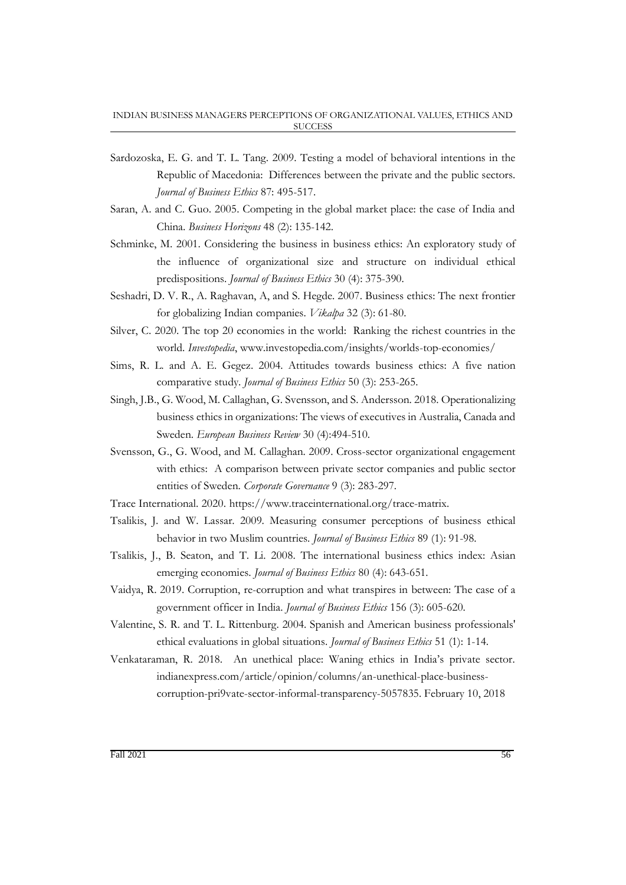Sardozoska, E. G. and T. L. Tang. 2009. Testing a model of behavioral intentions in the Republic of Macedonia: Differences between the private and the public sectors. *Journal of Business Ethics* 87: 495-517.

Saran, A. and C. Guo. 2005. Competing in the global market place: the case of India and China. *Business Horizons* 48 (2): 135-142.

Schminke, M. 2001. Considering the business in business ethics: An exploratory study of the influence of organizational size and structure on individual ethical predispositions. *Journal of Business Ethics* 30 (4): 375-390.

Seshadri, D. V. R., A. Raghavan, A, and S. Hegde. 2007. Business ethics: The next frontier for globalizing Indian companies. *Vikalpa* 32 (3): 61-80.

Silver, C. 2020. The top 20 economies in the world: Ranking the richest countries in the world. *Investopedia*, www.investopedia.com/insights/worlds-top-economies/

Sims, R. L. and A. E. Gegez. 2004. Attitudes towards business ethics: A five nation comparative study. *Journal of Business Ethics* 50 (3): 253-265.

Singh, J.B., G. Wood, M. Callaghan, G. Svensson, and S. Andersson. 2018. Operationalizing business ethics in organizations: The views of executives in Australia, Canada and Sweden. *European Business Review* 30 (4):494-510.

Svensson, G., G. Wood, and M. Callaghan. 2009. Cross-sector organizational engagement with ethics: A comparison between private sector companies and public sector entities of Sweden. *Corporate Governance* 9 (3): 283-297.

Trace International. 2020. https://www.traceinternational.org/trace-matrix.

Tsalikis, J. and W. Lassar. 2009. Measuring consumer perceptions of business ethical behavior in two Muslim countries. *Journal of Business Ethics* 89 (1): 91-98.

Tsalikis, J., B. Seaton, and T. Li. 2008. The international business ethics index: Asian emerging economies. *Journal of Business Ethics* 80 (4): 643-651.

Vaidya, R. 2019. Corruption, re-corruption and what transpires in between: The case of a government officer in India. *Journal of Business Ethics* 156 (3): 605-620.

Valentine, S. R. and T. L. Rittenburg. 2004. Spanish and American business professionals' ethical evaluations in global situations. *Journal of Business Ethics* 51 (1): 1-14.

Venkataraman, R. 2018. An unethical place: Waning ethics in India's private sector. indianexpress.com/article/opinion/columns/an-unethical-place-business-corruption-pri9vate-sector-informal-transparency-5057835. February 10, 2018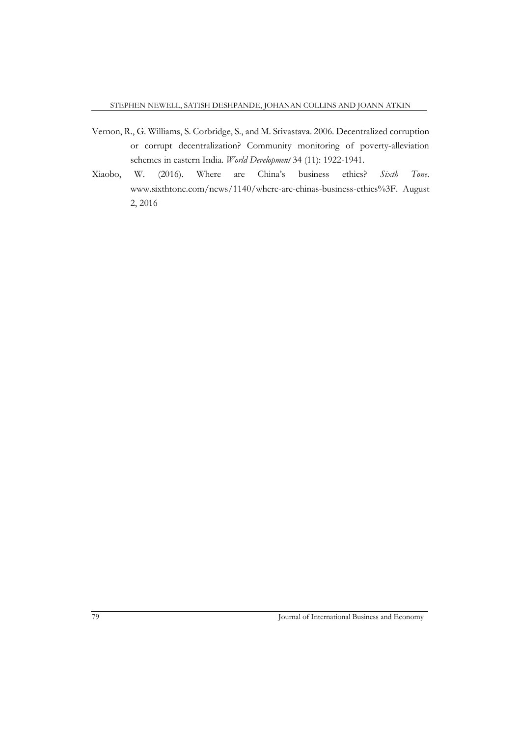Vernon, R., G. Williams, S. Corbridge, S., and M. Srivastava. 2006. Decentralized corruption or corrupt decentralization? Community monitoring of poverty-alleviation schemes in eastern India. *World Development* 34 (11): 1922-1941.

Xiaobo, W. (2016). Where are China's business ethics? *Sixth Tone*. www.sixthtone.com/news/1140/where-are-chinas-business-ethics%3F. August 2, 2016